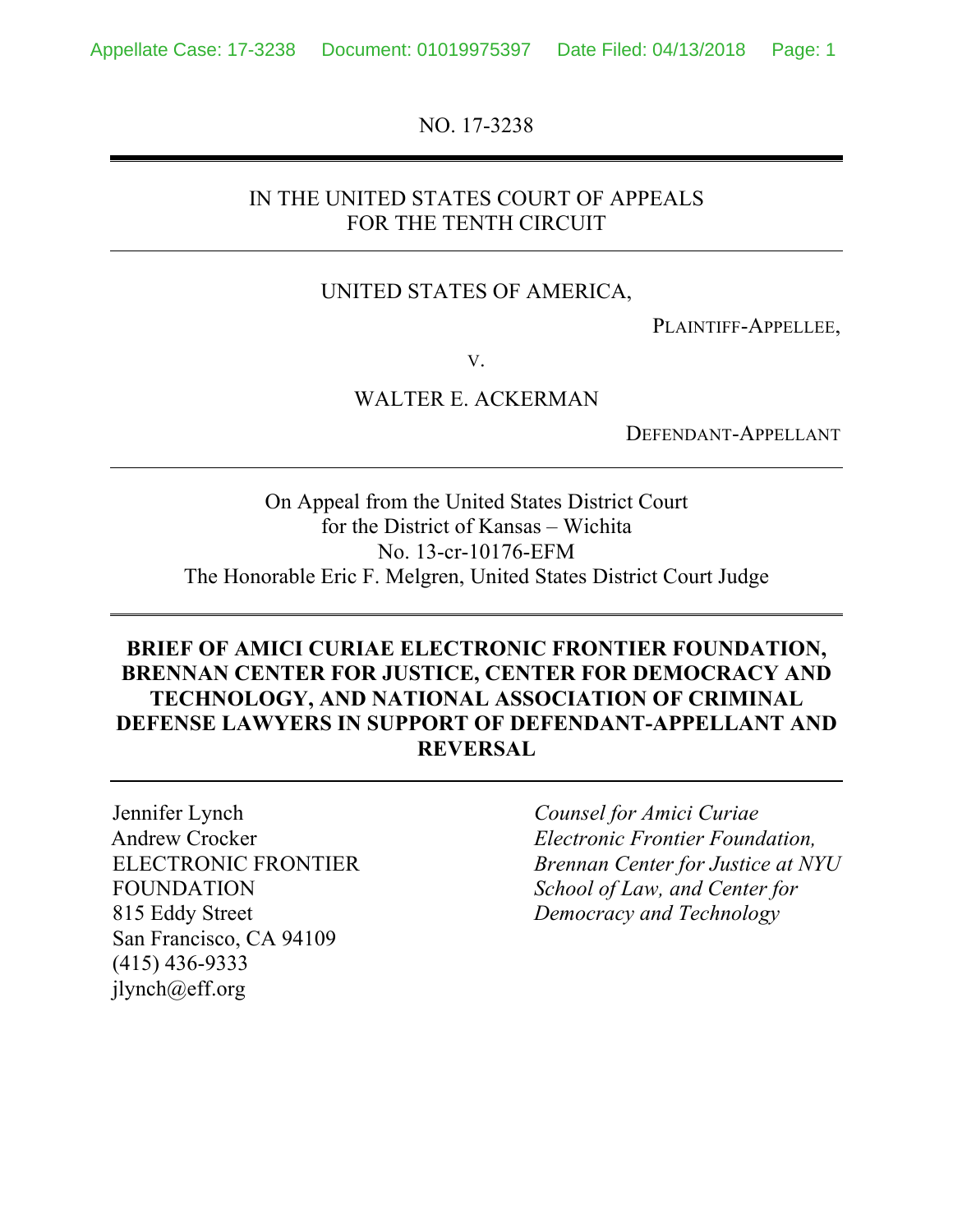NO. 17-3238

IN THE UNITED STATES COURT OF APPEALS
FOR THE TENTH CIRCUIT

UNITED STATES OF AMERICA,

PLAINTIFF-APPELLEE,

V.

WALTER E. ACKERMAN

DEFENDANT-APPELLANT

On Appeal from the United States District Court
for the District of Kansas – Wichita
No. 13-cr-10176-EFM
The Honorable Eric F. Melgren, United States District Court Judge

**BRIEF OF AMICI CURIAE ELECTRONIC FRONTIER FOUNDATION, BRENNAN CENTER FOR JUSTICE, CENTER FOR DEMOCRACY AND TECHNOLOGY, AND NATIONAL ASSOCIATION OF CRIMINAL DEFENSE LAWYERS IN SUPPORT OF DEFENDANT-APPELLANT AND REVERSAL**

Jennifer Lynch
Andrew Crocker
ELECTRONIC FRONTIER FOUNDATION
815 Eddy Street
San Francisco, CA 94109
(415) 436-9333
jlynch@eff.org

*Counsel for Amici Curiae Electronic Frontier Foundation, Brennan Center for Justice at NYU School of Law, and Center for Democracy and Technology*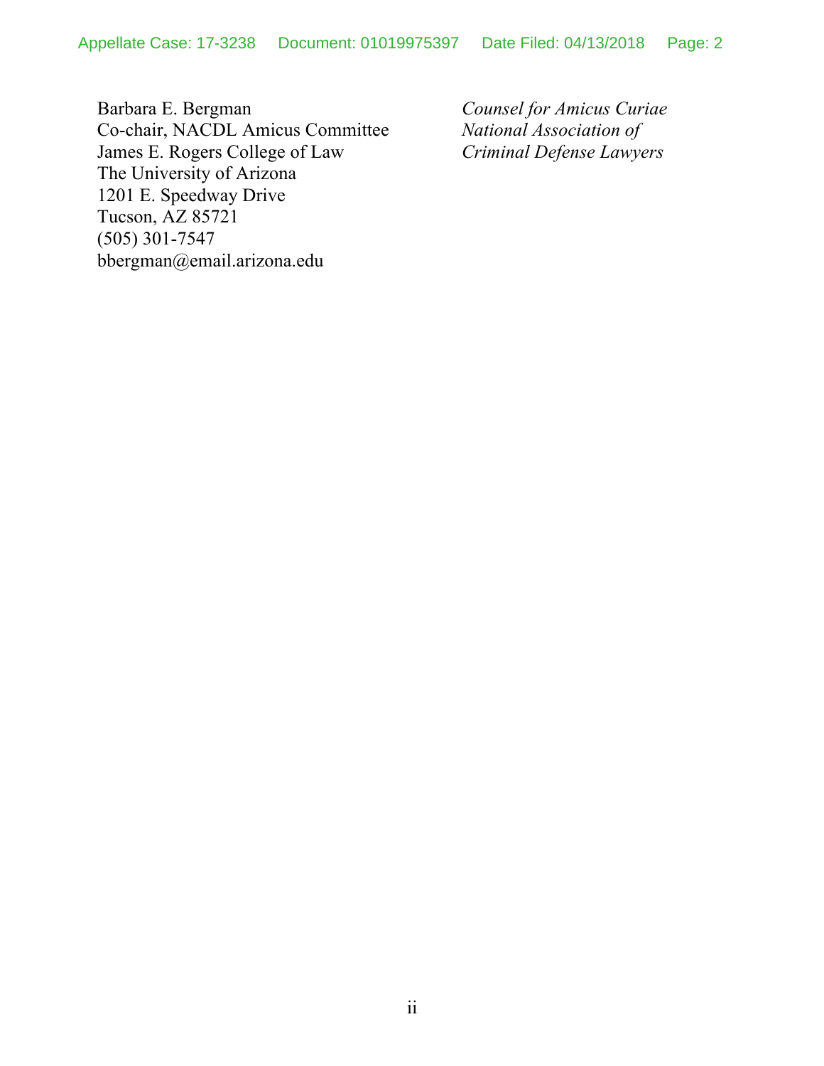Barbara E. Bergman
Co-chair, NACDL Amicus Committee
James E. Rogers College of Law
The University of Arizona
1201 E. Speedway Drive
Tucson, AZ 85721
(505) 301-7547
bbergman@email.arizona.edu

*Counsel for Amicus Curiae*
*National Association of*
*Criminal Defense Lawyers*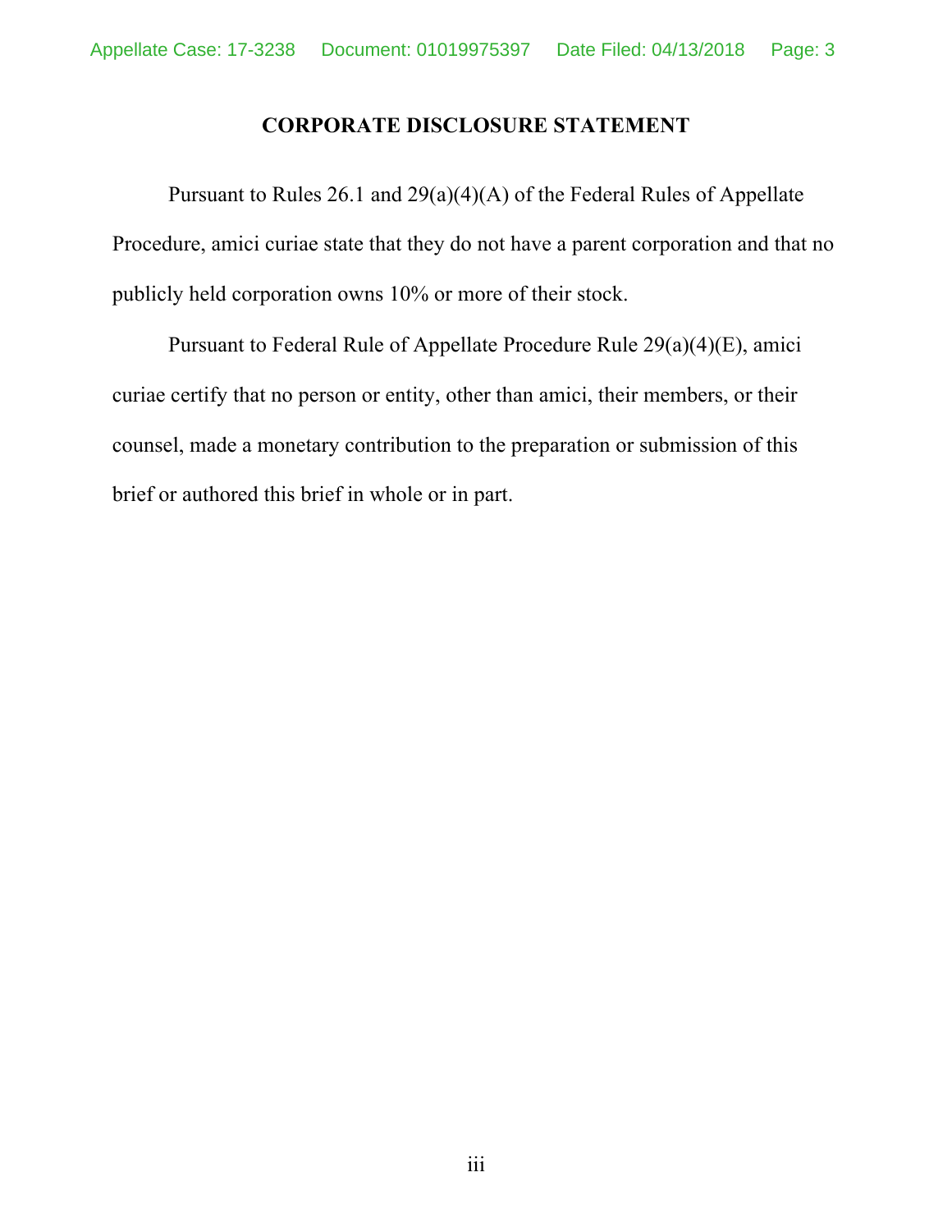## CORPORATE DISCLOSURE STATEMENT

Pursuant to Rules 26.1 and 29(a)(4)(A) of the Federal Rules of Appellate Procedure, amici curiae state that they do not have a parent corporation and that no publicly held corporation owns 10% or more of their stock.

Pursuant to Federal Rule of Appellate Procedure Rule 29(a)(4)(E), amici curiae certify that no person or entity, other than amici, their members, or their counsel, made a monetary contribution to the preparation or submission of this brief or authored this brief in whole or in part.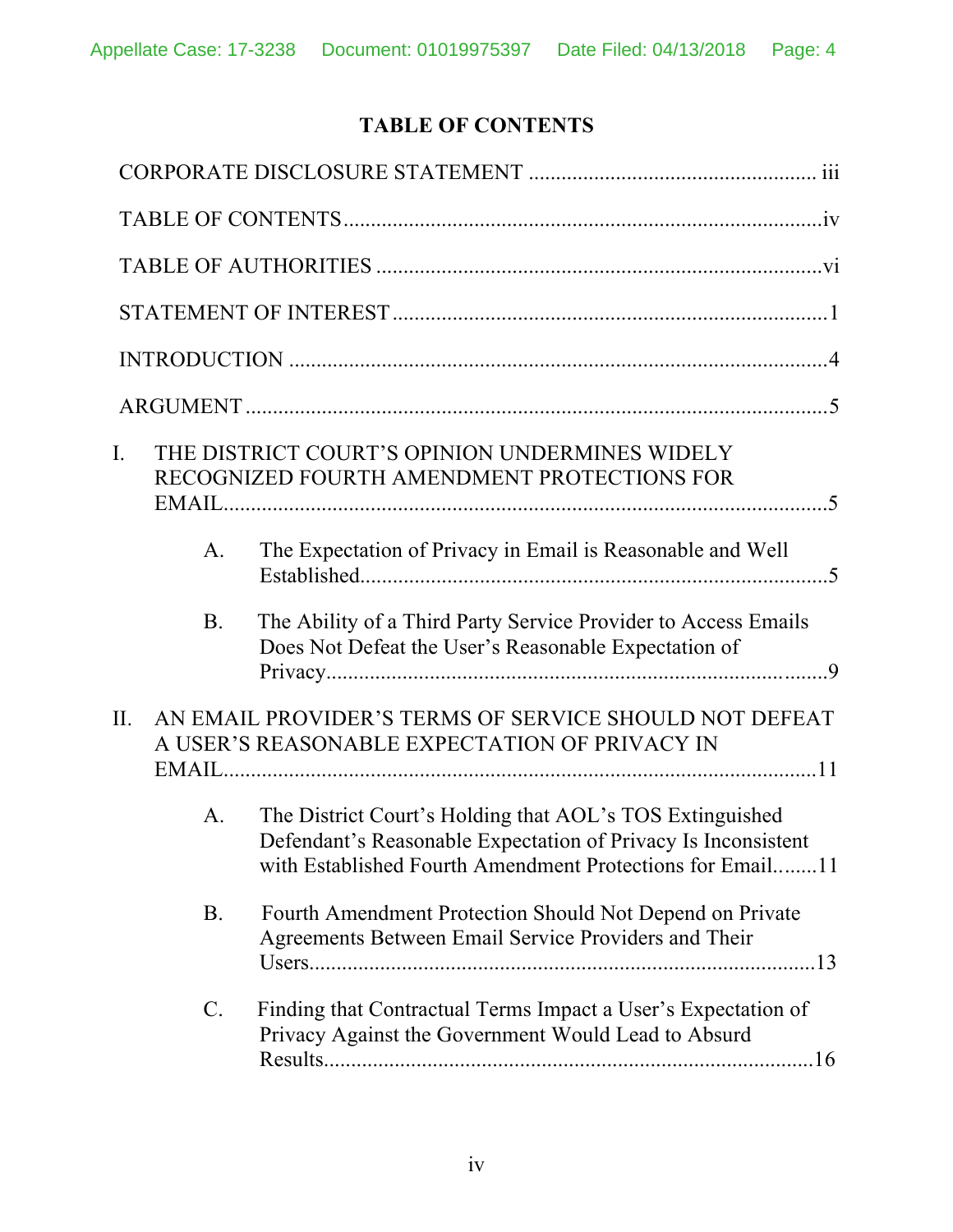# TABLE OF CONTENTS

CORPORATE DISCLOSURE STATEMENT .................................................... iii

TABLE OF CONTENTS........................................................................................iv

TABLE OF AUTHORITIES ..................................................................................vi

STATEMENT OF INTEREST ................................................................................1

INTRODUCTION ....................................................................................................4

ARGUMENT ............................................................................................................5

I. THE DISTRICT COURT'S OPINION UNDERMINES WIDELY RECOGNIZED FOURTH AMENDMENT PROTECTIONS FOR EMAIL..................................................................................................................5

   A. The Expectation of Privacy in Email is Reasonable and Well Established.......................................................................................5

   B. The Ability of a Third Party Service Provider to Access Emails Does Not Defeat the User's Reasonable Expectation of Privacy.............................................................................................9

II. AN EMAIL PROVIDER'S TERMS OF SERVICE SHOULD NOT DEFEAT A USER'S REASONABLE EXPECTATION OF PRIVACY IN EMAIL...............................................................................................................11

   A. The District Court's Holding that AOL's TOS Extinguished Defendant's Reasonable Expectation of Privacy Is Inconsistent with Established Fourth Amendment Protections for Email........11

   B. Fourth Amendment Protection Should Not Depend on Private Agreements Between Email Service Providers and Their Users...............................................................................................13

   C. Finding that Contractual Terms Impact a User's Expectation of Privacy Against the Government Would Lead to Absurd Results...........................................................................................16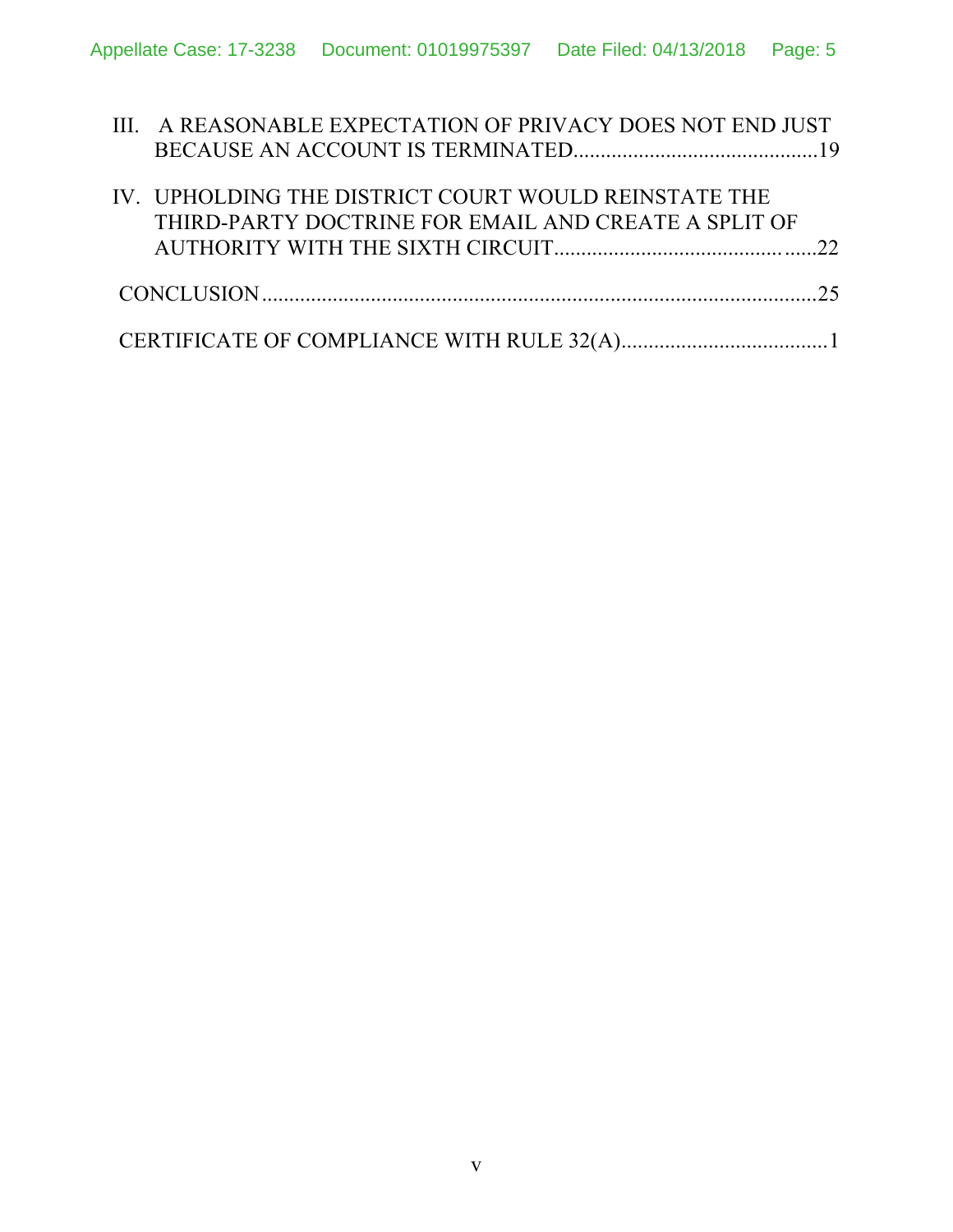III. A REASONABLE EXPECTATION OF PRIVACY DOES NOT END JUST BECAUSE AN ACCOUNT IS TERMINATED.............................................19

IV. UPHOLDING THE DISTRICT COURT WOULD REINSTATE THE THIRD-PARTY DOCTRINE FOR EMAIL AND CREATE A SPLIT OF AUTHORITY WITH THE SIXTH CIRCUIT.............................................22

CONCLUSION.....................................................................................................25

CERTIFICATE OF COMPLIANCE WITH RULE 32(A).......................................1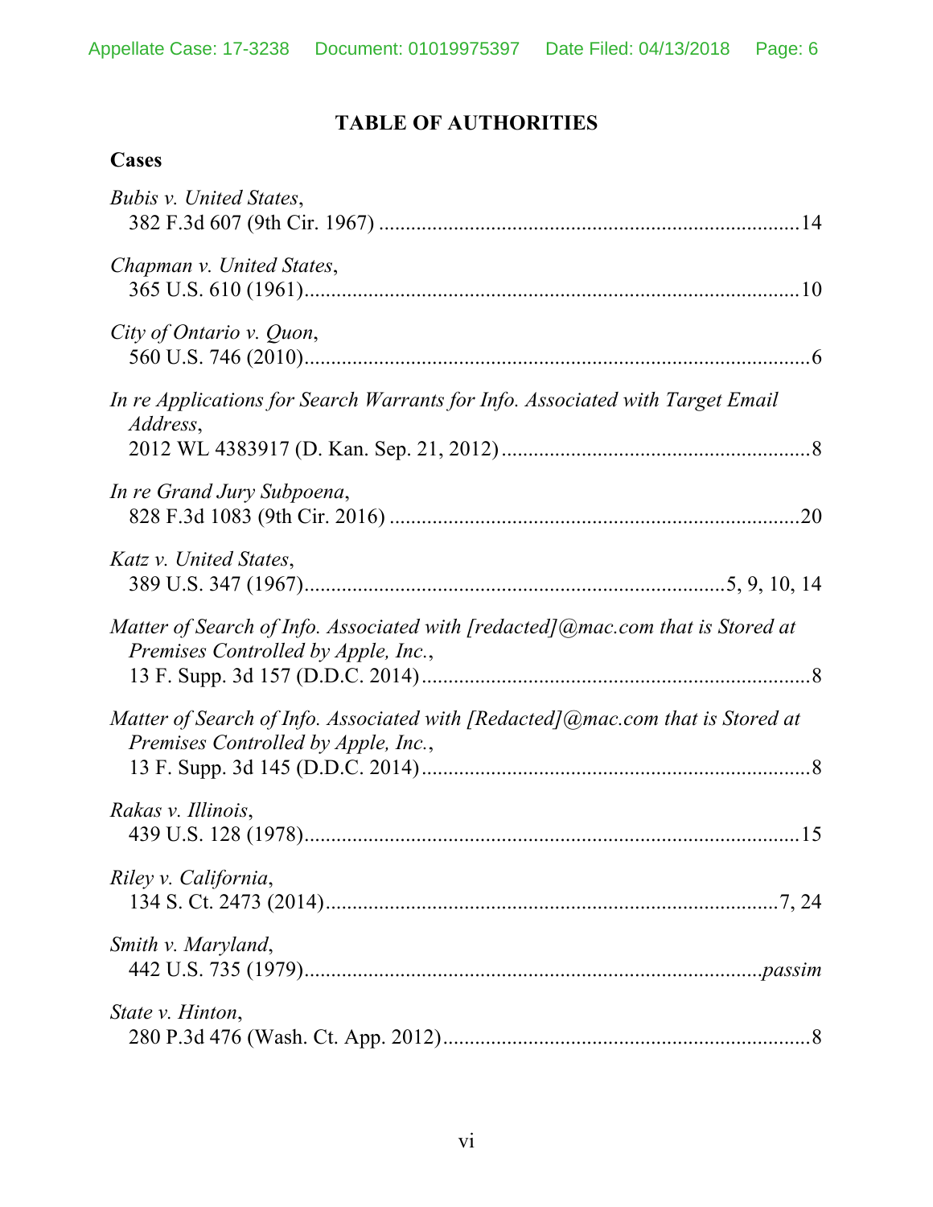# TABLE OF AUTHORITIES

## Cases

*Bubis v. United States*,
382 F.3d 607 (9th Cir. 1967) ....................................................................................14

*Chapman v. United States*,
365 U.S. 610 (1961)....................................................................................................10

*City of Ontario v. Quon*,
560 U.S. 746 (2010)......................................................................................................6

*In re Applications for Search Warrants for Info. Associated with Target Email Address*,
2012 WL 4383917 (D. Kan. Sep. 21, 2012) ...............................................................8

*In re Grand Jury Subpoena*,
828 F.3d 1083 (9th Cir. 2016) ....................................................................................20

*Katz v. United States*,
389 U.S. 347 (1967)...................................................................................5, 9, 10, 14

*Matter of Search of Info. Associated with [redacted]@mac.com that is Stored at Premises Controlled by Apple, Inc.*,
13 F. Supp. 3d 157 (D.D.C. 2014) ..............................................................................8

*Matter of Search of Info. Associated with [Redacted]@mac.com that is Stored at Premises Controlled by Apple, Inc.*,
13 F. Supp. 3d 145 (D.D.C. 2014) ..............................................................................8

*Rakas v. Illinois*,
439 U.S. 128 (1978)....................................................................................................15

*Riley v. California*,
134 S. Ct. 2473 (2014).............................................................................................7, 24

*Smith v. Maryland*,
442 U.S. 735 (1979)............................................................................................*passim*

*State v. Hinton*,
280 P.3d 476 (Wash. Ct. App. 2012)...........................................................................8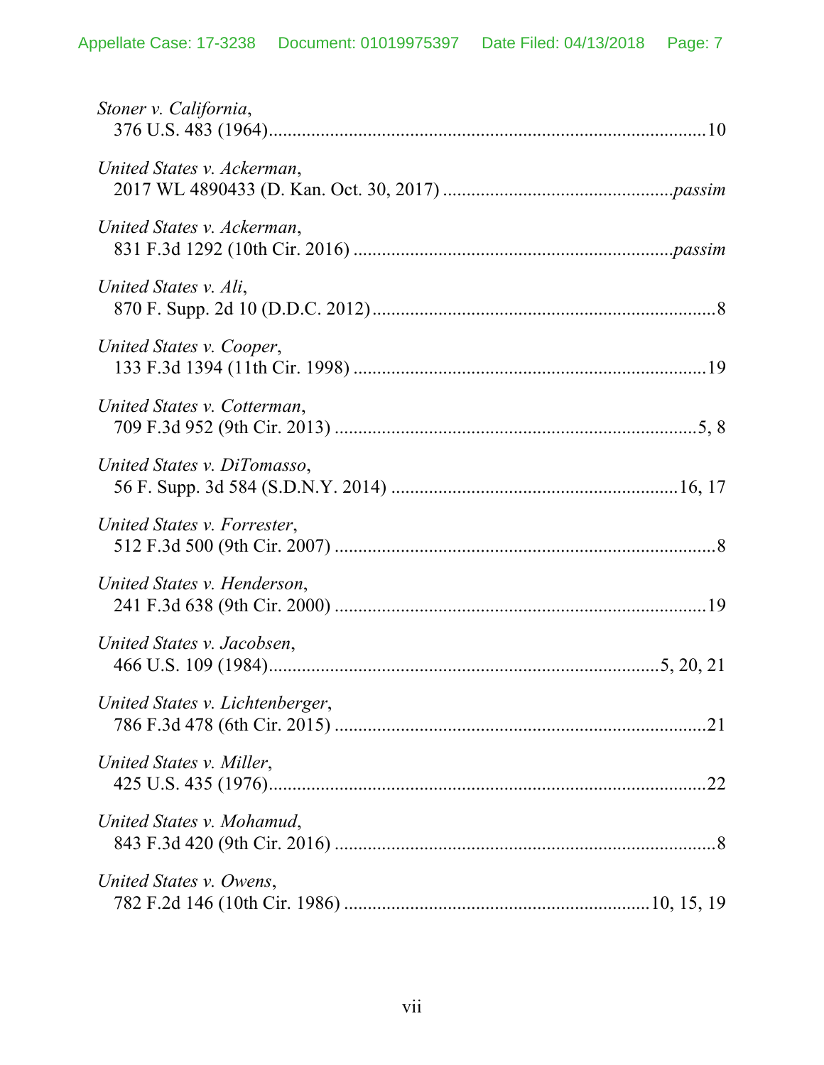*Stoner v. California*,
376 U.S. 483 (1964)...........................................................................................10

*United States v. Ackerman*,
2017 WL 4890433 (D. Kan. Oct. 30, 2017) ................................................*passim*

*United States v. Ackerman*,
831 F.3d 1292 (10th Cir. 2016) ...................................................................*passim*

*United States v. Ali*,
870 F. Supp. 2d 10 (D.D.C. 2012).......................................................................8

*United States v. Cooper*,
133 F.3d 1394 (11th Cir. 1998) .........................................................................19

*United States v. Cotterman*,
709 F.3d 952 (9th Cir. 2013) ...........................................................................5, 8

*United States v. DiTomasso*,
56 F. Supp. 3d 584 (S.D.N.Y. 2014) ............................................................16, 17

*United States v. Forrester*,
512 F.3d 500 (9th Cir. 2007) ...............................................................................8

*United States v. Henderson*,
241 F.3d 638 (9th Cir. 2000) .............................................................................19

*United States v. Jacobsen*,
466 U.S. 109 (1984).................................................................................5, 20, 21

*United States v. Lichtenberger*,
786 F.3d 478 (6th Cir. 2015) .............................................................................21

*United States v. Miller*,
425 U.S. 435 (1976)...........................................................................................22

*United States v. Mohamud*,
843 F.3d 420 (9th Cir. 2016) ...............................................................................8

*United States v. Owens*,
782 F.2d 146 (10th Cir. 1986) .............................................................10, 15, 19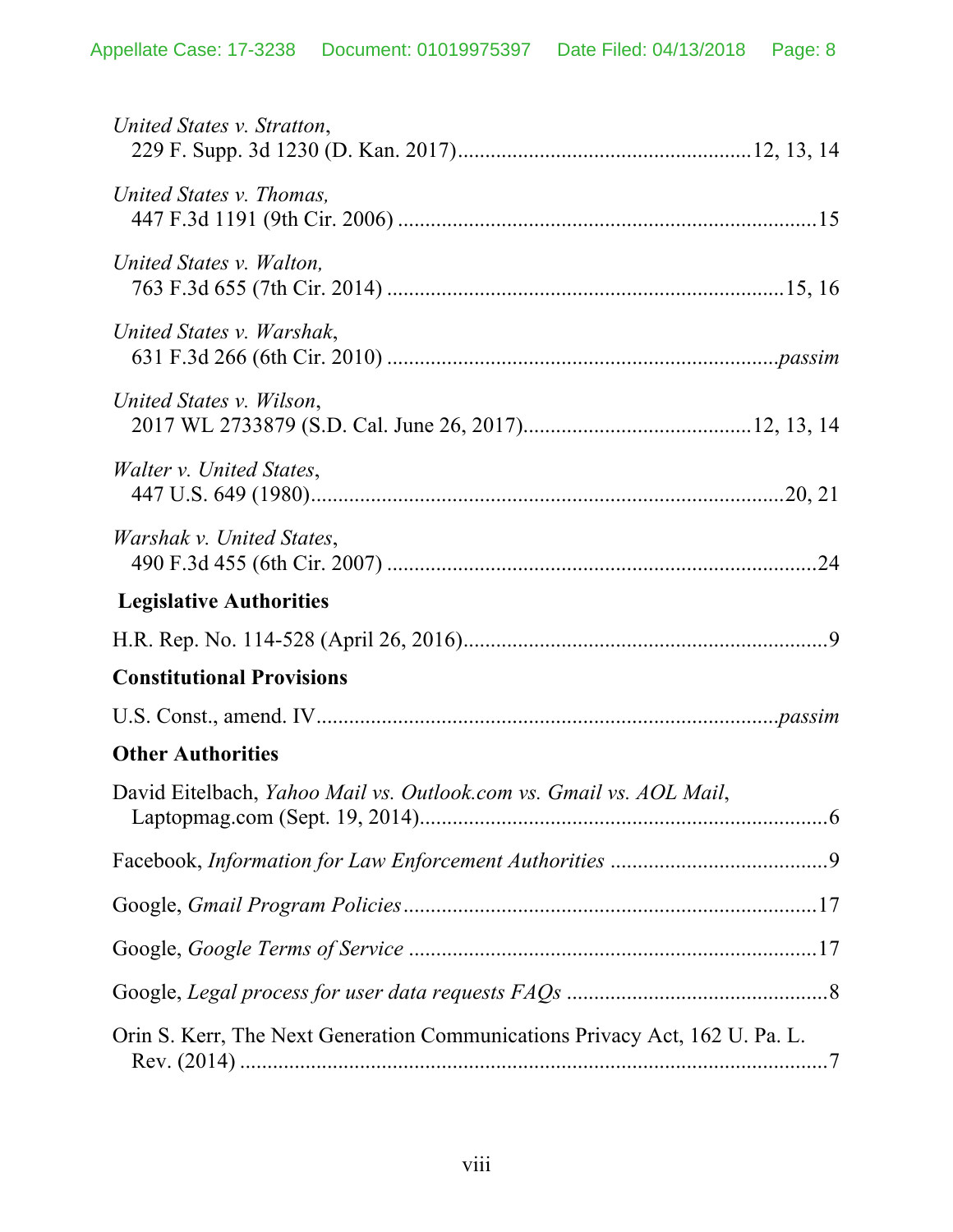*United States v. Stratton*,
229 F. Supp. 3d 1230 (D. Kan. 2017)....................................................12, 13, 14

*United States v. Thomas,*
447 F.3d 1191 (9th Cir. 2006) ..........................................................................15

*United States v. Walton,*
763 F.3d 655 (7th Cir. 2014) ......................................................................15, 16

*United States v. Warshak*,
631 F.3d 266 (6th Cir. 2010) ......................................................................*passim*

*United States v. Wilson*,
2017 WL 2733879 (S.D. Cal. June 26, 2017)........................................12, 13, 14

*Walter v. United States*,
447 U.S. 649 (1980)....................................................................................20, 21

*Warshak v. United States*,
490 F.3d 455 (6th Cir. 2007) ............................................................................24

**Legislative Authorities**

H.R. Rep. No. 114-528 (April 26, 2016)..................................................................9

**Constitutional Provisions**

U.S. Const., amend. IV....................................................................................*passim*

**Other Authorities**

David Eitelbach, *Yahoo Mail vs. Outlook.com vs. Gmail vs. AOL Mail*,
Laptopmag.com (Sept. 19, 2014).........................................................................6

Facebook, *Information for Law Enforcement Authorities* .......................................9

Google, *Gmail Program Policies*..........................................................................17

Google, *Google Terms of Service* .........................................................................17

Google, *Legal process for user data requests FAQs* ...............................................8

Orin S. Kerr, The Next Generation Communications Privacy Act, 162 U. Pa. L.
Rev. (2014) ...........................................................................................................7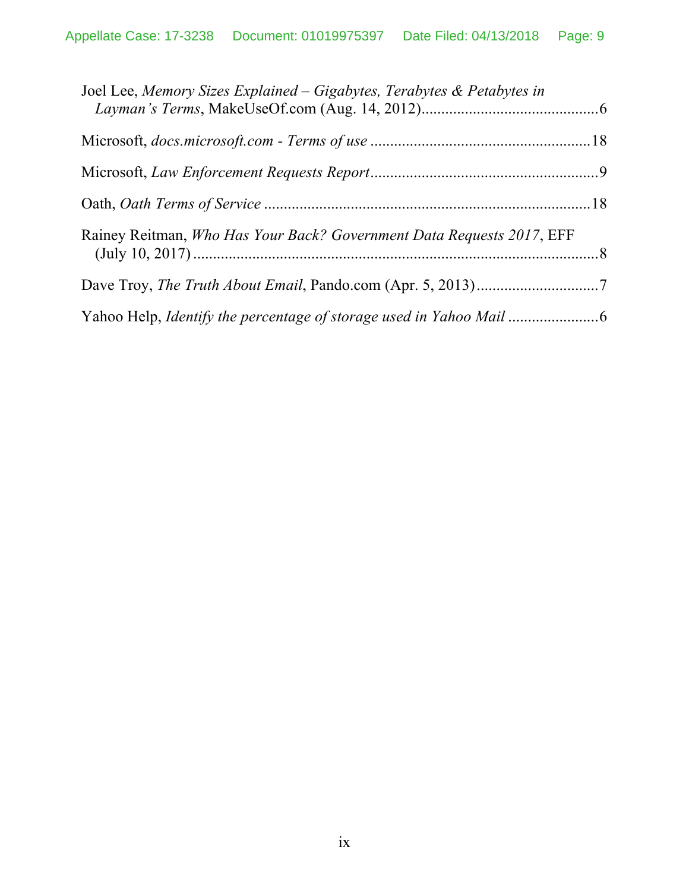Joel Lee, *Memory Sizes Explained – Gigabytes, Terabytes & Petabytes in Layman's Terms*, MakeUseOf.com (Aug. 14, 2012)............................................6

Microsoft, *docs.microsoft.com - Terms of use* .......................................................18

Microsoft, *Law Enforcement Requests Report*.........................................................9

Oath, *Oath Terms of Service* ..................................................................................18

Rainey Reitman, *Who Has Your Back? Government Data Requests 2017*, EFF (July 10, 2017) ........................................................................................................8

Dave Troy, *The Truth About Email*, Pando.com (Apr. 5, 2013)...............................7

Yahoo Help, *Identify the percentage of storage used in Yahoo Mail* .......................6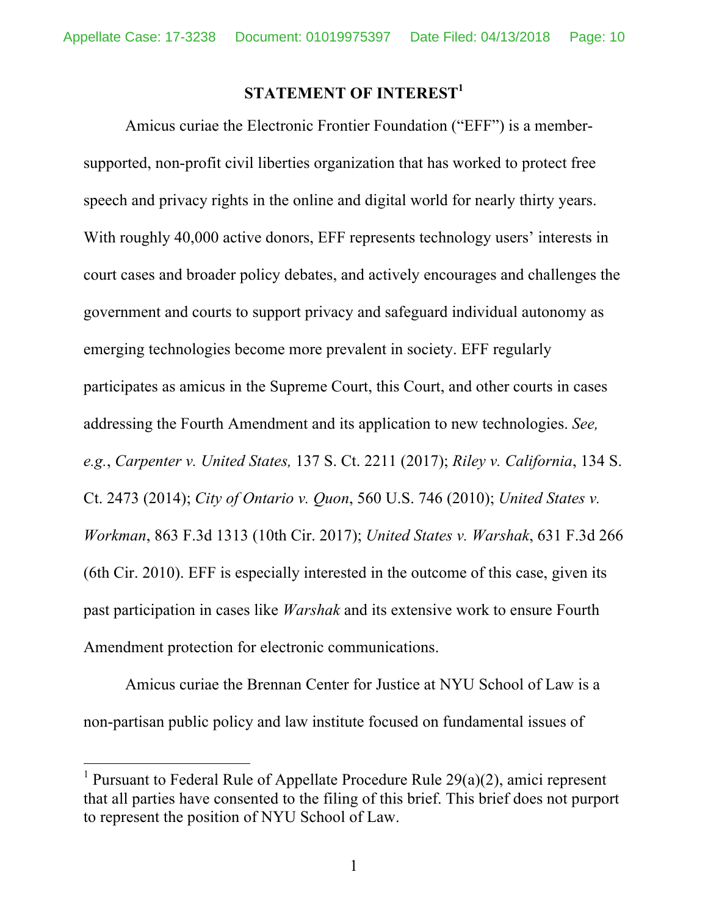## STATEMENT OF INTEREST[1]

Amicus curiae the Electronic Frontier Foundation ("EFF") is a member-supported, non-profit civil liberties organization that has worked to protect free speech and privacy rights in the online and digital world for nearly thirty years. With roughly 40,000 active donors, EFF represents technology users' interests in court cases and broader policy debates, and actively encourages and challenges the government and courts to support privacy and safeguard individual autonomy as emerging technologies become more prevalent in society. EFF regularly participates as amicus in the Supreme Court, this Court, and other courts in cases addressing the Fourth Amendment and its application to new technologies. *See, e.g.*, *Carpenter v. United States,* 137 S. Ct. 2211 (2017); *Riley v. California*, 134 S. Ct. 2473 (2014); *City of Ontario v. Quon*, 560 U.S. 746 (2010); *United States v. Workman*, 863 F.3d 1313 (10th Cir. 2017); *United States v. Warshak*, 631 F.3d 266 (6th Cir. 2010). EFF is especially interested in the outcome of this case, given its past participation in cases like *Warshak* and its extensive work to ensure Fourth Amendment protection for electronic communications.

Amicus curiae the Brennan Center for Justice at NYU School of Law is a non-partisan public policy and law institute focused on fundamental issues of

---

[1] Pursuant to Federal Rule of Appellate Procedure Rule 29(a)(2), amici represent that all parties have consented to the filing of this brief. This brief does not purport to represent the position of NYU School of Law.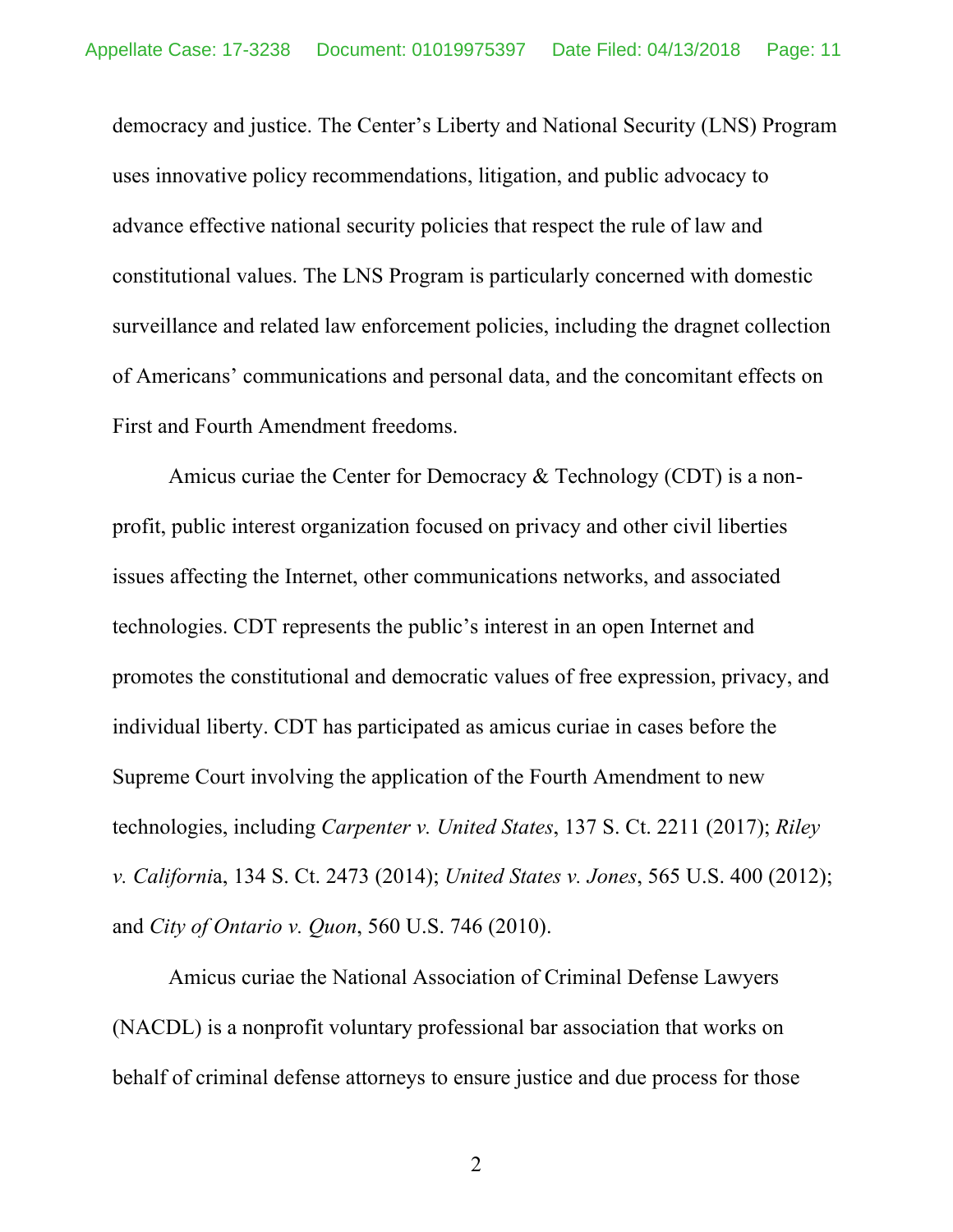democracy and justice. The Center's Liberty and National Security (LNS) Program uses innovative policy recommendations, litigation, and public advocacy to advance effective national security policies that respect the rule of law and constitutional values. The LNS Program is particularly concerned with domestic surveillance and related law enforcement policies, including the dragnet collection of Americans' communications and personal data, and the concomitant effects on First and Fourth Amendment freedoms.

Amicus curiae the Center for Democracy & Technology (CDT) is a non-profit, public interest organization focused on privacy and other civil liberties issues affecting the Internet, other communications networks, and associated technologies. CDT represents the public's interest in an open Internet and promotes the constitutional and democratic values of free expression, privacy, and individual liberty. CDT has participated as amicus curiae in cases before the Supreme Court involving the application of the Fourth Amendment to new technologies, including *Carpenter v. United States*, 137 S. Ct. 2211 (2017); *Riley v. Californi*a, 134 S. Ct. 2473 (2014); *United States v. Jones*, 565 U.S. 400 (2012); and *City of Ontario v. Quon*, 560 U.S. 746 (2010).

Amicus curiae the National Association of Criminal Defense Lawyers (NACDL) is a nonprofit voluntary professional bar association that works on behalf of criminal defense attorneys to ensure justice and due process for those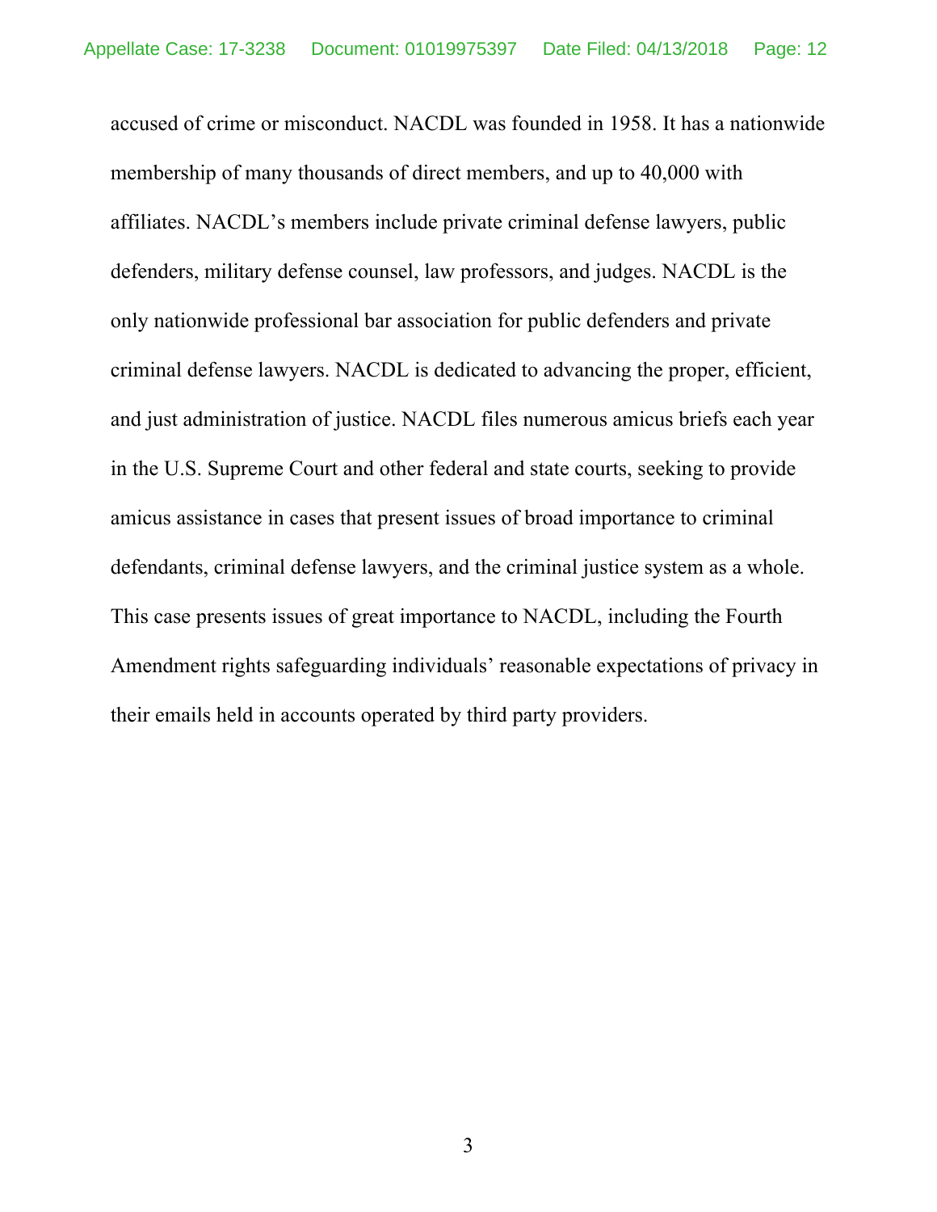accused of crime or misconduct. NACDL was founded in 1958. It has a nationwide membership of many thousands of direct members, and up to 40,000 with affiliates. NACDL's members include private criminal defense lawyers, public defenders, military defense counsel, law professors, and judges. NACDL is the only nationwide professional bar association for public defenders and private criminal defense lawyers. NACDL is dedicated to advancing the proper, efficient, and just administration of justice. NACDL files numerous amicus briefs each year in the U.S. Supreme Court and other federal and state courts, seeking to provide amicus assistance in cases that present issues of broad importance to criminal defendants, criminal defense lawyers, and the criminal justice system as a whole. This case presents issues of great importance to NACDL, including the Fourth Amendment rights safeguarding individuals' reasonable expectations of privacy in their emails held in accounts operated by third party providers.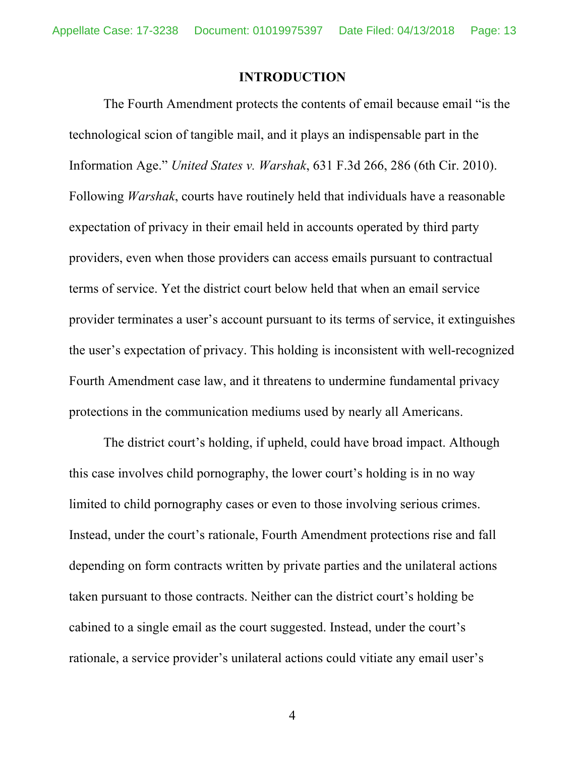## INTRODUCTION

The Fourth Amendment protects the contents of email because email "is the technological scion of tangible mail, and it plays an indispensable part in the Information Age." *United States v. Warshak*, 631 F.3d 266, 286 (6th Cir. 2010). Following *Warshak*, courts have routinely held that individuals have a reasonable expectation of privacy in their email held in accounts operated by third party providers, even when those providers can access emails pursuant to contractual terms of service. Yet the district court below held that when an email service provider terminates a user's account pursuant to its terms of service, it extinguishes the user's expectation of privacy. This holding is inconsistent with well-recognized Fourth Amendment case law, and it threatens to undermine fundamental privacy protections in the communication mediums used by nearly all Americans.

The district court's holding, if upheld, could have broad impact. Although this case involves child pornography, the lower court's holding is in no way limited to child pornography cases or even to those involving serious crimes. Instead, under the court's rationale, Fourth Amendment protections rise and fall depending on form contracts written by private parties and the unilateral actions taken pursuant to those contracts. Neither can the district court's holding be cabined to a single email as the court suggested. Instead, under the court's rationale, a service provider's unilateral actions could vitiate any email user's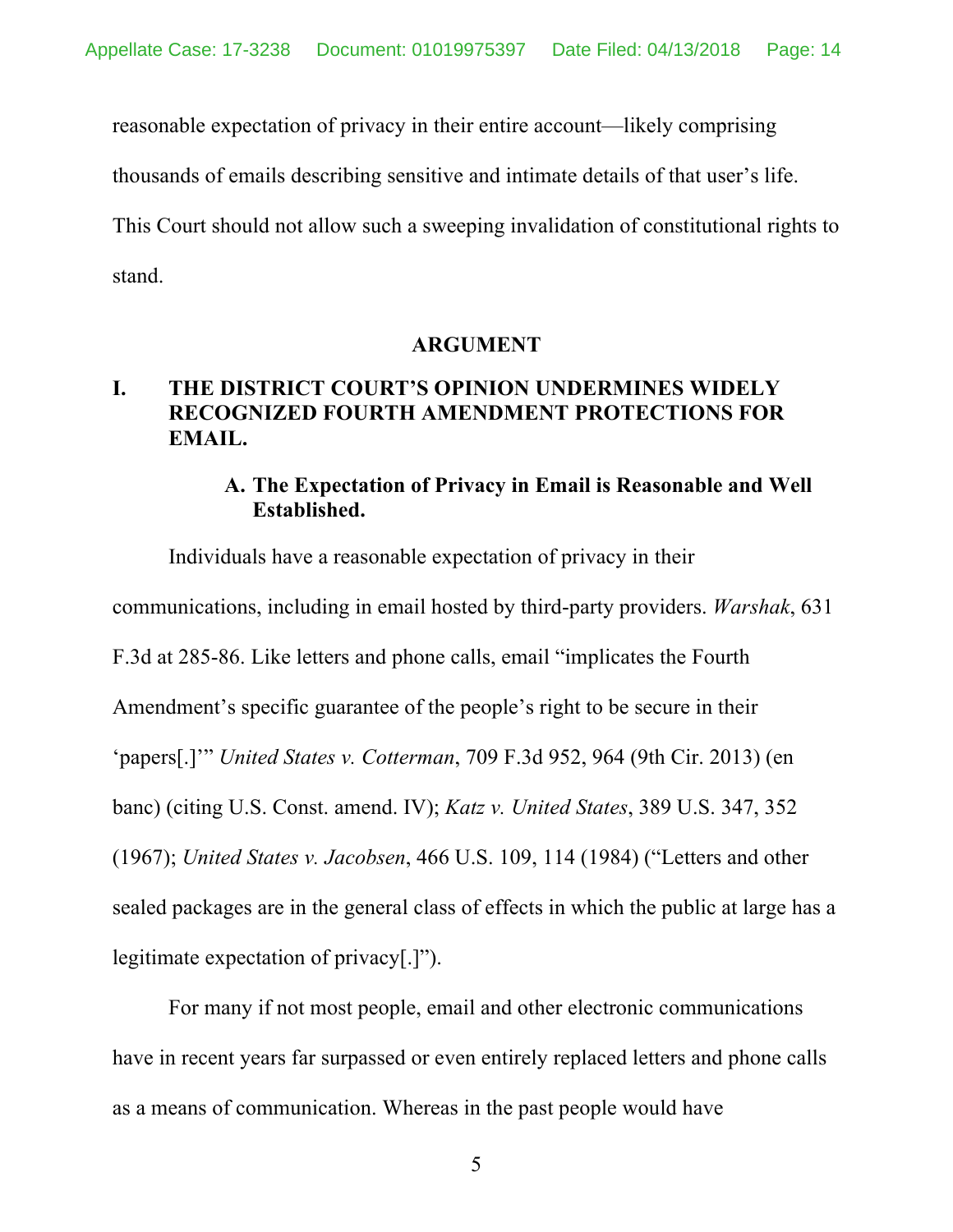reasonable expectation of privacy in their entire account—likely comprising thousands of emails describing sensitive and intimate details of that user's life. This Court should not allow such a sweeping invalidation of constitutional rights to stand.

## ARGUMENT

### I. THE DISTRICT COURT'S OPINION UNDERMINES WIDELY RECOGNIZED FOURTH AMENDMENT PROTECTIONS FOR EMAIL.

#### A. The Expectation of Privacy in Email is Reasonable and Well Established.

Individuals have a reasonable expectation of privacy in their communications, including in email hosted by third-party providers. *Warshak*, 631 F.3d at 285-86. Like letters and phone calls, email "implicates the Fourth Amendment's specific guarantee of the people's right to be secure in their 'papers[.]'" *United States v. Cotterman*, 709 F.3d 952, 964 (9th Cir. 2013) (en banc) (citing U.S. Const. amend. IV); *Katz v. United States*, 389 U.S. 347, 352 (1967); *United States v. Jacobsen*, 466 U.S. 109, 114 (1984) ("Letters and other sealed packages are in the general class of effects in which the public at large has a legitimate expectation of privacy[.]").

For many if not most people, email and other electronic communications have in recent years far surpassed or even entirely replaced letters and phone calls as a means of communication. Whereas in the past people would have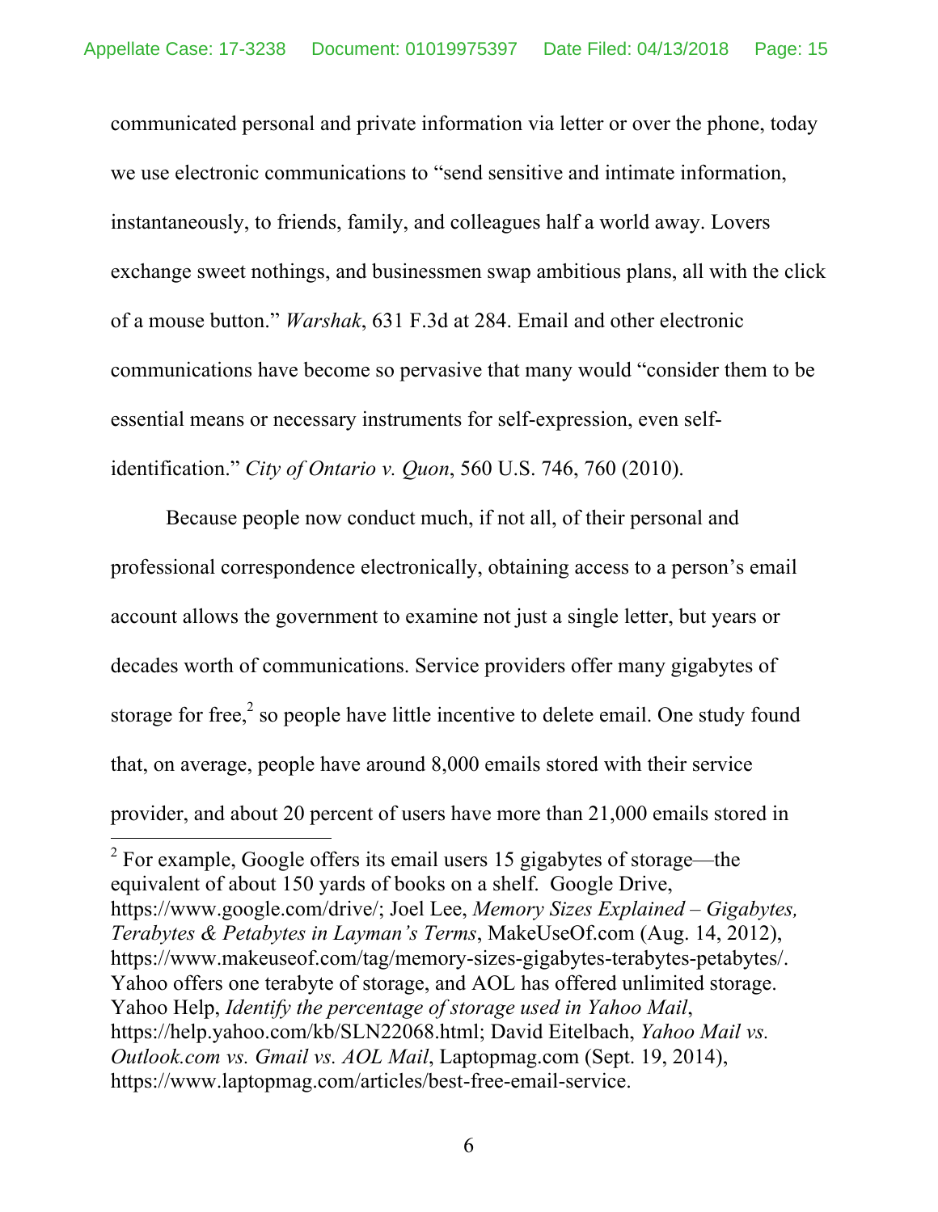communicated personal and private information via letter or over the phone, today we use electronic communications to "send sensitive and intimate information, instantaneously, to friends, family, and colleagues half a world away. Lovers exchange sweet nothings, and businessmen swap ambitious plans, all with the click of a mouse button." *Warshak*, 631 F.3d at 284. Email and other electronic communications have become so pervasive that many would "consider them to be essential means or necessary instruments for self-expression, even self-identification." *City of Ontario v. Quon*, 560 U.S. 746, 760 (2010).

Because people now conduct much, if not all, of their personal and professional correspondence electronically, obtaining access to a person's email account allows the government to examine not just a single letter, but years or decades worth of communications. Service providers offer many gigabytes of storage for free,[2] so people have little incentive to delete email. One study found that, on average, people have around 8,000 emails stored with their service provider, and about 20 percent of users have more than 21,000 emails stored in

---

[2] For example, Google offers its email users 15 gigabytes of storage—the equivalent of about 150 yards of books on a shelf. Google Drive, https://www.google.com/drive/; Joel Lee, *Memory Sizes Explained – Gigabytes, Terabytes & Petabytes in Layman's Terms*, MakeUseOf.com (Aug. 14, 2012), https://www.makeuseof.com/tag/memory-sizes-gigabytes-terabytes-petabytes/. Yahoo offers one terabyte of storage, and AOL has offered unlimited storage. Yahoo Help, *Identify the percentage of storage used in Yahoo Mail*, https://help.yahoo.com/kb/SLN22068.html; David Eitelbach, *Yahoo Mail vs. Outlook.com vs. Gmail vs. AOL Mail*, Laptopmag.com (Sept. 19, 2014), https://www.laptopmag.com/articles/best-free-email-service.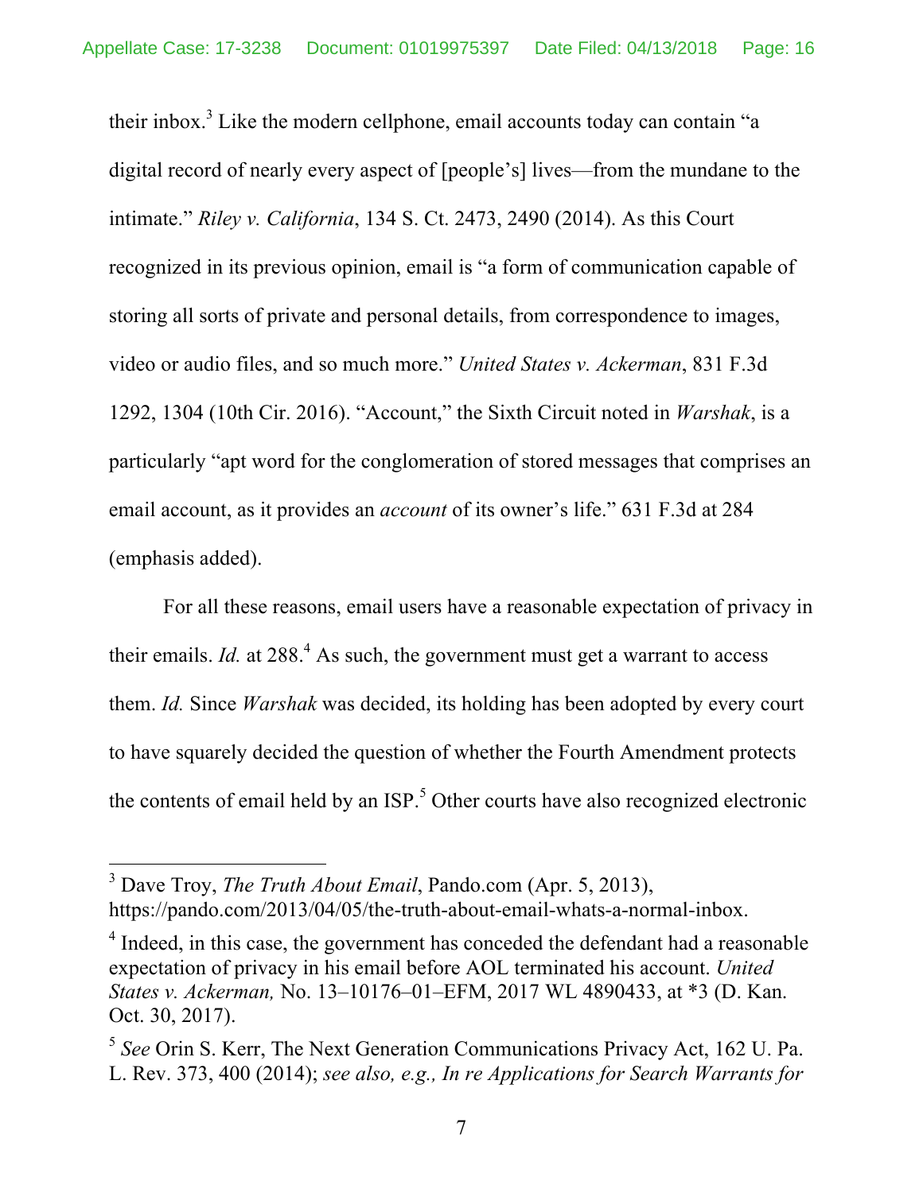their inbox.[3] Like the modern cellphone, email accounts today can contain "a digital record of nearly every aspect of [people's] lives—from the mundane to the intimate." *Riley v. California*, 134 S. Ct. 2473, 2490 (2014). As this Court recognized in its previous opinion, email is "a form of communication capable of storing all sorts of private and personal details, from correspondence to images, video or audio files, and so much more." *United States v. Ackerman*, 831 F.3d 1292, 1304 (10th Cir. 2016). "Account," the Sixth Circuit noted in *Warshak*, is a particularly "apt word for the conglomeration of stored messages that comprises an email account, as it provides an *account* of its owner's life." 631 F.3d at 284 (emphasis added).

For all these reasons, email users have a reasonable expectation of privacy in their emails. *Id.* at 288.[4] As such, the government must get a warrant to access them. *Id.* Since *Warshak* was decided, its holding has been adopted by every court to have squarely decided the question of whether the Fourth Amendment protects the contents of email held by an ISP.[5] Other courts have also recognized electronic

---

[3] Dave Troy, *The Truth About Email*, Pando.com (Apr. 5, 2013), https://pando.com/2013/04/05/the-truth-about-email-whats-a-normal-inbox.

[4] Indeed, in this case, the government has conceded the defendant had a reasonable expectation of privacy in his email before AOL terminated his account. *United States v. Ackerman,* No. 13–10176–01–EFM, 2017 WL 4890433, at *3 (D. Kan. Oct. 30, 2017).

[5] *See* Orin S. Kerr, The Next Generation Communications Privacy Act, 162 U. Pa. L. Rev. 373, 400 (2014); *see also, e.g., In re Applications for Search Warrants for*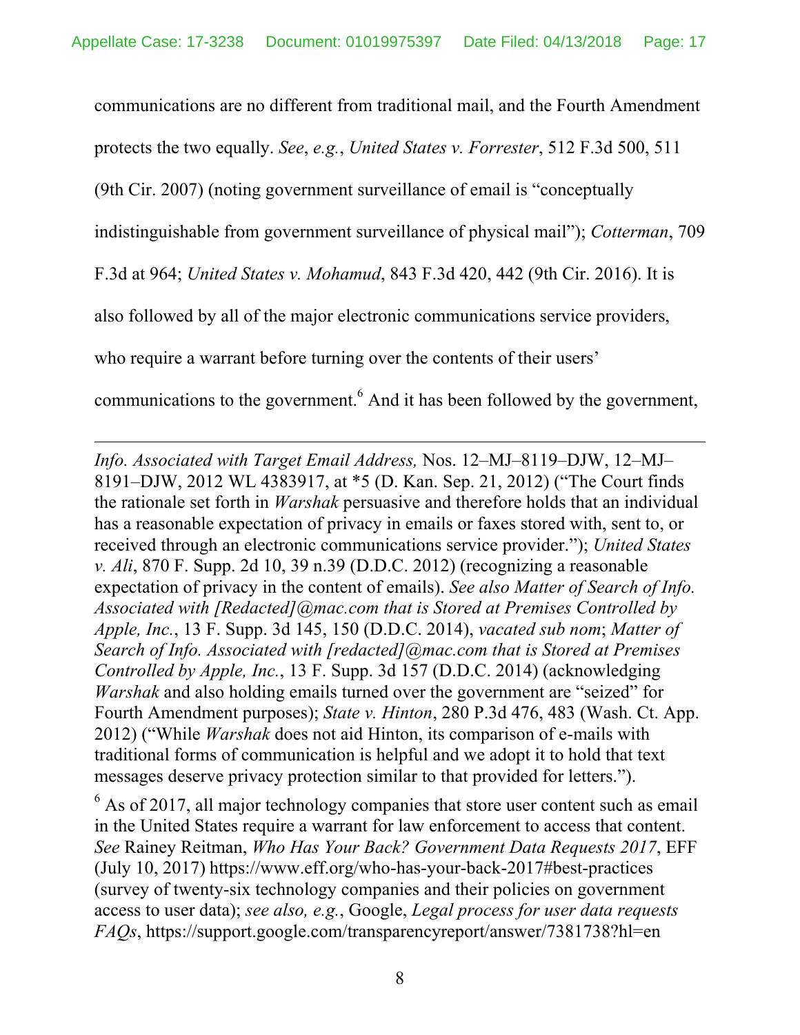communications are no different from traditional mail, and the Fourth Amendment protects the two equally. *See*, *e.g.*, *United States v. Forrester*, 512 F.3d 500, 511 (9th Cir. 2007) (noting government surveillance of email is "conceptually indistinguishable from government surveillance of physical mail"); *Cotterman*, 709 F.3d at 964; *United States v. Mohamud*, 843 F.3d 420, 442 (9th Cir. 2016). It is also followed by all of the major electronic communications service providers, who require a warrant before turning over the contents of their users' communications to the government.[6] And it has been followed by the government,

---

*Info. Associated with Target Email Address,* Nos. 12–MJ–8119–DJW, 12–MJ–8191–DJW, 2012 WL 4383917, at *5 (D. Kan. Sep. 21, 2012) ("The Court finds the rationale set forth in *Warshak* persuasive and therefore holds that an individual has a reasonable expectation of privacy in emails or faxes stored with, sent to, or received through an electronic communications service provider."); *United States v. Ali*, 870 F. Supp. 2d 10, 39 n.39 (D.D.C. 2012) (recognizing a reasonable expectation of privacy in the content of emails). *See also Matter of Search of Info. Associated with [Redacted]@mac.com that is Stored at Premises Controlled by Apple, Inc.*, 13 F. Supp. 3d 145, 150 (D.D.C. 2014), *vacated sub nom*; *Matter of Search of Info. Associated with [redacted]@mac.com that is Stored at Premises Controlled by Apple, Inc.*, 13 F. Supp. 3d 157 (D.D.C. 2014) (acknowledging *Warshak* and also holding emails turned over the government are "seized" for Fourth Amendment purposes); *State v. Hinton*, 280 P.3d 476, 483 (Wash. Ct. App. 2012) ("While *Warshak* does not aid Hinton, its comparison of e-mails with traditional forms of communication is helpful and we adopt it to hold that text messages deserve privacy protection similar to that provided for letters.").

[6] As of 2017, all major technology companies that store user content such as email in the United States require a warrant for law enforcement to access that content. *See* Rainey Reitman, *Who Has Your Back? Government Data Requests 2017*, EFF (July 10, 2017) https://www.eff.org/who-has-your-back-2017#best-practices (survey of twenty-six technology companies and their policies on government access to user data); *see also, e.g.*, Google, *Legal process for user data requests FAQs*, https://support.google.com/transparencyreport/answer/7381738?hl=en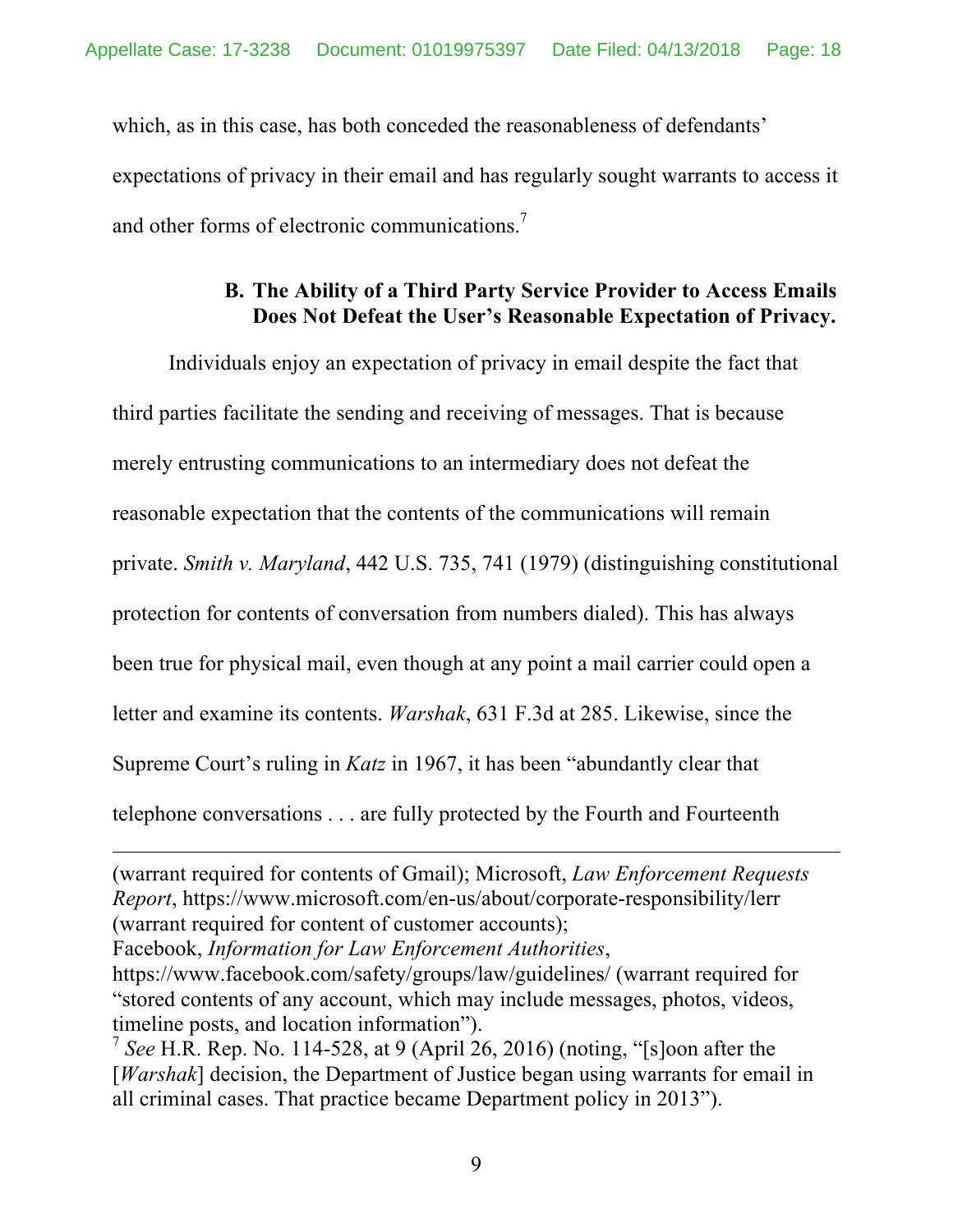which, as in this case, has both conceded the reasonableness of defendants' expectations of privacy in their email and has regularly sought warrants to access it and other forms of electronic communications.[7]

### B. The Ability of a Third Party Service Provider to Access Emails Does Not Defeat the User's Reasonable Expectation of Privacy.

Individuals enjoy an expectation of privacy in email despite the fact that third parties facilitate the sending and receiving of messages. That is because merely entrusting communications to an intermediary does not defeat the reasonable expectation that the contents of the communications will remain private. *Smith v. Maryland*, 442 U.S. 735, 741 (1979) (distinguishing constitutional protection for contents of conversation from numbers dialed). This has always been true for physical mail, even though at any point a mail carrier could open a letter and examine its contents. *Warshak*, 631 F.3d at 285. Likewise, since the Supreme Court's ruling in *Katz* in 1967, it has been "abundantly clear that telephone conversations . . . are fully protected by the Fourth and Fourteenth

---

(warrant required for contents of Gmail); Microsoft, *Law Enforcement Requests Report*, https://www.microsoft.com/en-us/about/corporate-responsibility/lerr (warrant required for content of customer accounts); Facebook, *Information for Law Enforcement Authorities*, https://www.facebook.com/safety/groups/law/guidelines/ (warrant required for "stored contents of any account, which may include messages, photos, videos, timeline posts, and location information").

[7] *See* H.R. Rep. No. 114-528, at 9 (April 26, 2016) (noting, "[s]oon after the [*Warshak*] decision, the Department of Justice began using warrants for email in all criminal cases. That practice became Department policy in 2013").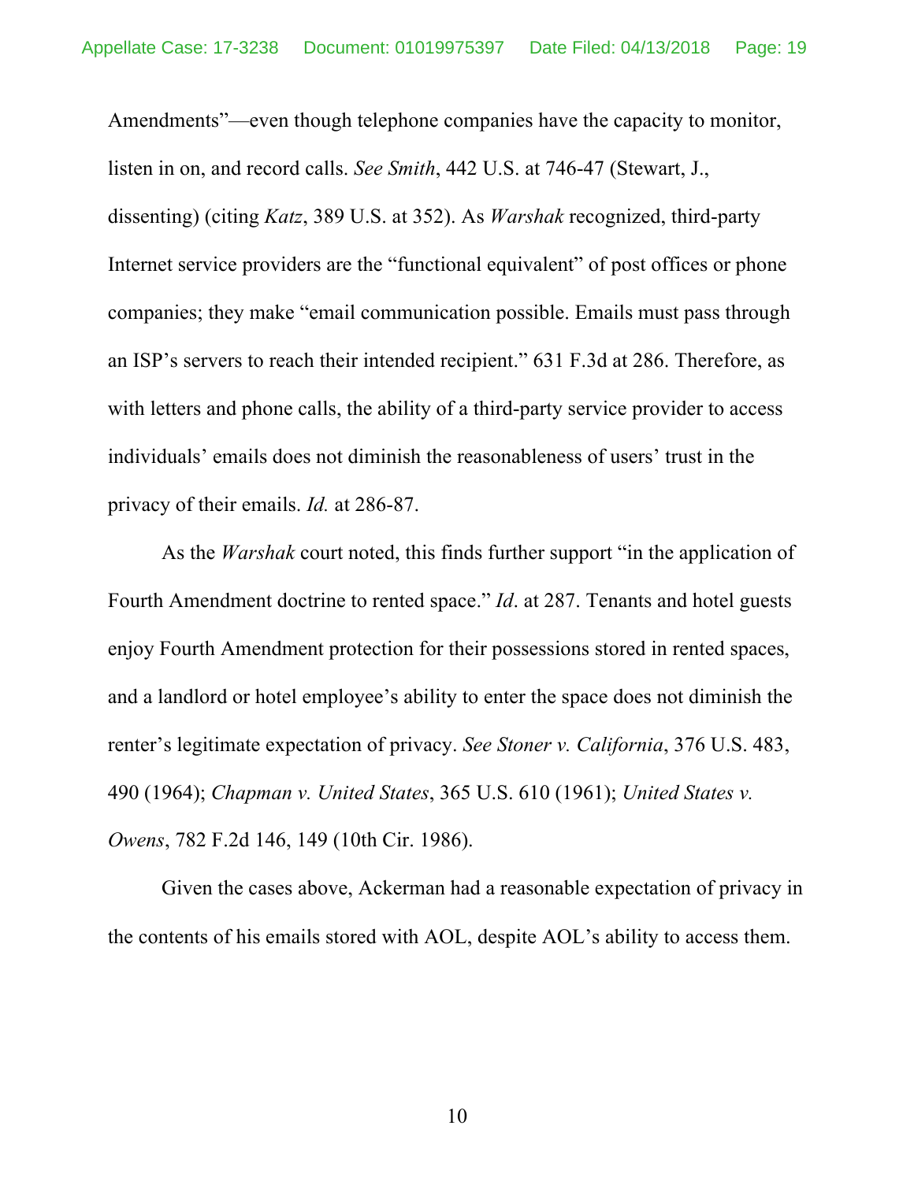Amendments"—even though telephone companies have the capacity to monitor, listen in on, and record calls. *See Smith*, 442 U.S. at 746-47 (Stewart, J., dissenting) (citing *Katz*, 389 U.S. at 352). As *Warshak* recognized, third-party Internet service providers are the "functional equivalent" of post offices or phone companies; they make "email communication possible. Emails must pass through an ISP's servers to reach their intended recipient." 631 F.3d at 286. Therefore, as with letters and phone calls, the ability of a third-party service provider to access individuals' emails does not diminish the reasonableness of users' trust in the privacy of their emails. *Id.* at 286-87.

As the *Warshak* court noted, this finds further support "in the application of Fourth Amendment doctrine to rented space." *Id*. at 287. Tenants and hotel guests enjoy Fourth Amendment protection for their possessions stored in rented spaces, and a landlord or hotel employee's ability to enter the space does not diminish the renter's legitimate expectation of privacy. *See Stoner v. California*, 376 U.S. 483, 490 (1964); *Chapman v. United States*, 365 U.S. 610 (1961); *United States v. Owens*, 782 F.2d 146, 149 (10th Cir. 1986).

Given the cases above, Ackerman had a reasonable expectation of privacy in the contents of his emails stored with AOL, despite AOL's ability to access them.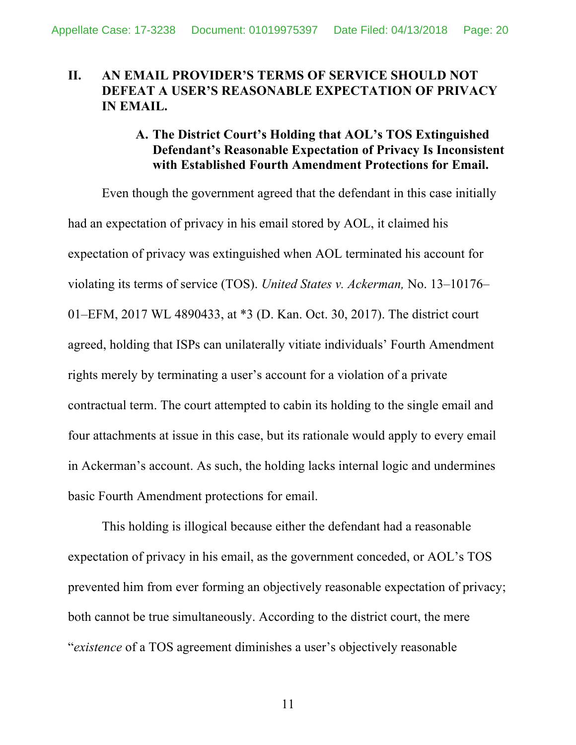## II. AN EMAIL PROVIDER'S TERMS OF SERVICE SHOULD NOT DEFEAT A USER'S REASONABLE EXPECTATION OF PRIVACY IN EMAIL.

### A. The District Court's Holding that AOL's TOS Extinguished Defendant's Reasonable Expectation of Privacy Is Inconsistent with Established Fourth Amendment Protections for Email.

Even though the government agreed that the defendant in this case initially had an expectation of privacy in his email stored by AOL, it claimed his expectation of privacy was extinguished when AOL terminated his account for violating its terms of service (TOS). *United States v. Ackerman,* No. 13–10176–01–EFM, 2017 WL 4890433, at *3 (D. Kan. Oct. 30, 2017). The district court agreed, holding that ISPs can unilaterally vitiate individuals' Fourth Amendment rights merely by terminating a user's account for a violation of a private contractual term. The court attempted to cabin its holding to the single email and four attachments at issue in this case, but its rationale would apply to every email in Ackerman's account. As such, the holding lacks internal logic and undermines basic Fourth Amendment protections for email.

This holding is illogical because either the defendant had a reasonable expectation of privacy in his email, as the government conceded, or AOL's TOS prevented him from ever forming an objectively reasonable expectation of privacy; both cannot be true simultaneously. According to the district court, the mere "*existence* of a TOS agreement diminishes a user's objectively reasonable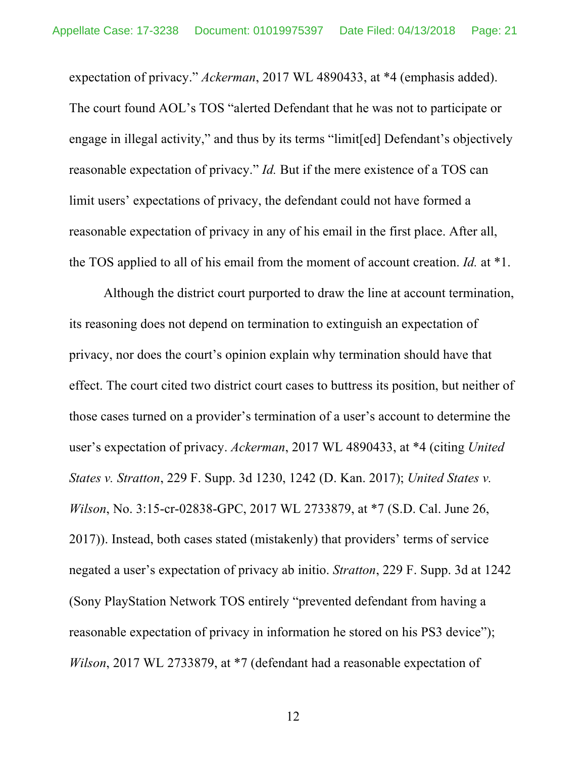expectation of privacy." *Ackerman*, 2017 WL 4890433, at *4 (emphasis added). The court found AOL's TOS "alerted Defendant that he was not to participate or engage in illegal activity," and thus by its terms "limit[ed] Defendant's objectively reasonable expectation of privacy." *Id.* But if the mere existence of a TOS can limit users' expectations of privacy, the defendant could not have formed a reasonable expectation of privacy in any of his email in the first place. After all, the TOS applied to all of his email from the moment of account creation. *Id.* at *1.

Although the district court purported to draw the line at account termination, its reasoning does not depend on termination to extinguish an expectation of privacy, nor does the court's opinion explain why termination should have that effect. The court cited two district court cases to buttress its position, but neither of those cases turned on a provider's termination of a user's account to determine the user's expectation of privacy. *Ackerman*, 2017 WL 4890433, at *4 (citing *United States v. Stratton*, 229 F. Supp. 3d 1230, 1242 (D. Kan. 2017); *United States v. Wilson*, No. 3:15-cr-02838-GPC, 2017 WL 2733879, at *7 (S.D. Cal. June 26, 2017)). Instead, both cases stated (mistakenly) that providers' terms of service negated a user's expectation of privacy ab initio. *Stratton*, 229 F. Supp. 3d at 1242 (Sony PlayStation Network TOS entirely "prevented defendant from having a reasonable expectation of privacy in information he stored on his PS3 device"); *Wilson*, 2017 WL 2733879, at *7 (defendant had a reasonable expectation of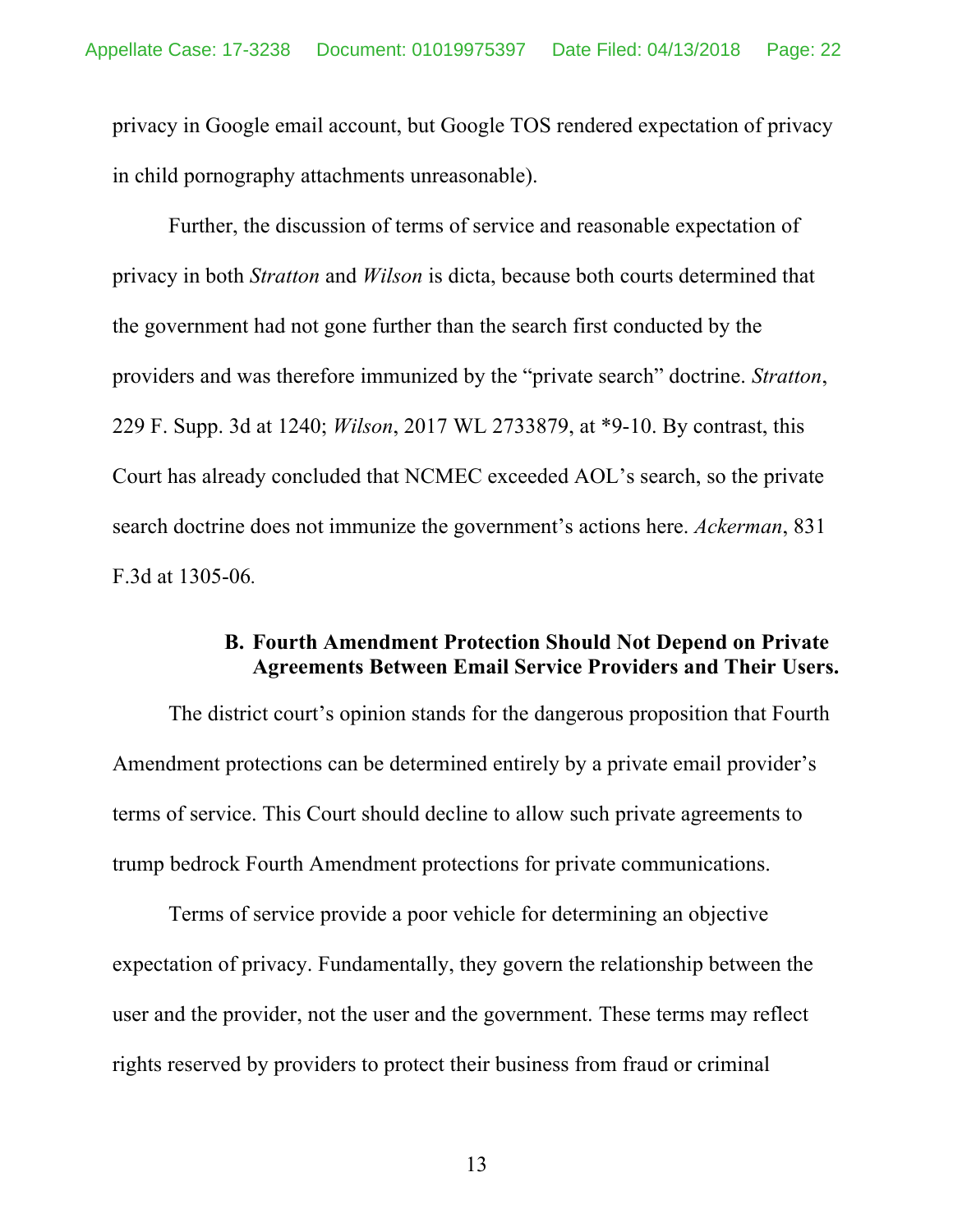privacy in Google email account, but Google TOS rendered expectation of privacy in child pornography attachments unreasonable).

Further, the discussion of terms of service and reasonable expectation of privacy in both *Stratton* and *Wilson* is dicta, because both courts determined that the government had not gone further than the search first conducted by the providers and was therefore immunized by the "private search" doctrine. *Stratton*, 229 F. Supp. 3d at 1240; *Wilson*, 2017 WL 2733879, at *9-10. By contrast, this Court has already concluded that NCMEC exceeded AOL's search, so the private search doctrine does not immunize the government's actions here. *Ackerman*, 831 F.3d at 1305-06.

### B. Fourth Amendment Protection Should Not Depend on Private Agreements Between Email Service Providers and Their Users.

The district court's opinion stands for the dangerous proposition that Fourth Amendment protections can be determined entirely by a private email provider's terms of service. This Court should decline to allow such private agreements to trump bedrock Fourth Amendment protections for private communications.

Terms of service provide a poor vehicle for determining an objective expectation of privacy. Fundamentally, they govern the relationship between the user and the provider, not the user and the government. These terms may reflect rights reserved by providers to protect their business from fraud or criminal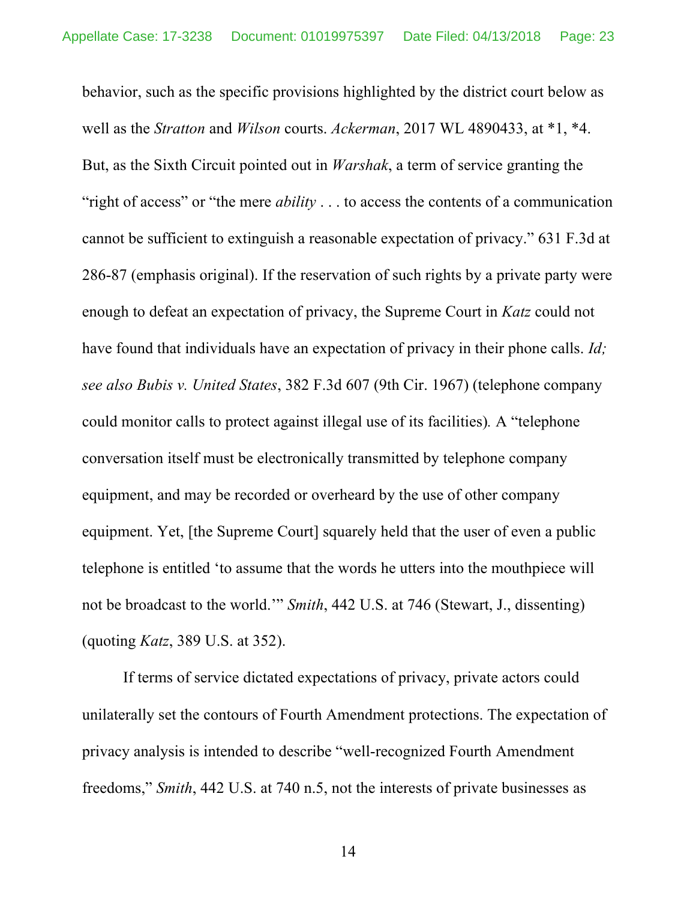behavior, such as the specific provisions highlighted by the district court below as well as the *Stratton* and *Wilson* courts. *Ackerman*, 2017 WL 4890433, at *1, *4. But, as the Sixth Circuit pointed out in *Warshak*, a term of service granting the "right of access" or "the mere *ability* . . . to access the contents of a communication cannot be sufficient to extinguish a reasonable expectation of privacy." 631 F.3d at 286-87 (emphasis original). If the reservation of such rights by a private party were enough to defeat an expectation of privacy, the Supreme Court in *Katz* could not have found that individuals have an expectation of privacy in their phone calls. *Id; see also Bubis v. United States*, 382 F.3d 607 (9th Cir. 1967) (telephone company could monitor calls to protect against illegal use of its facilities). A "telephone conversation itself must be electronically transmitted by telephone company equipment, and may be recorded or overheard by the use of other company equipment. Yet, [the Supreme Court] squarely held that the user of even a public telephone is entitled 'to assume that the words he utters into the mouthpiece will not be broadcast to the world.'" *Smith*, 442 U.S. at 746 (Stewart, J., dissenting) (quoting *Katz*, 389 U.S. at 352).

If terms of service dictated expectations of privacy, private actors could unilaterally set the contours of Fourth Amendment protections. The expectation of privacy analysis is intended to describe "well-recognized Fourth Amendment freedoms," *Smith*, 442 U.S. at 740 n.5, not the interests of private businesses as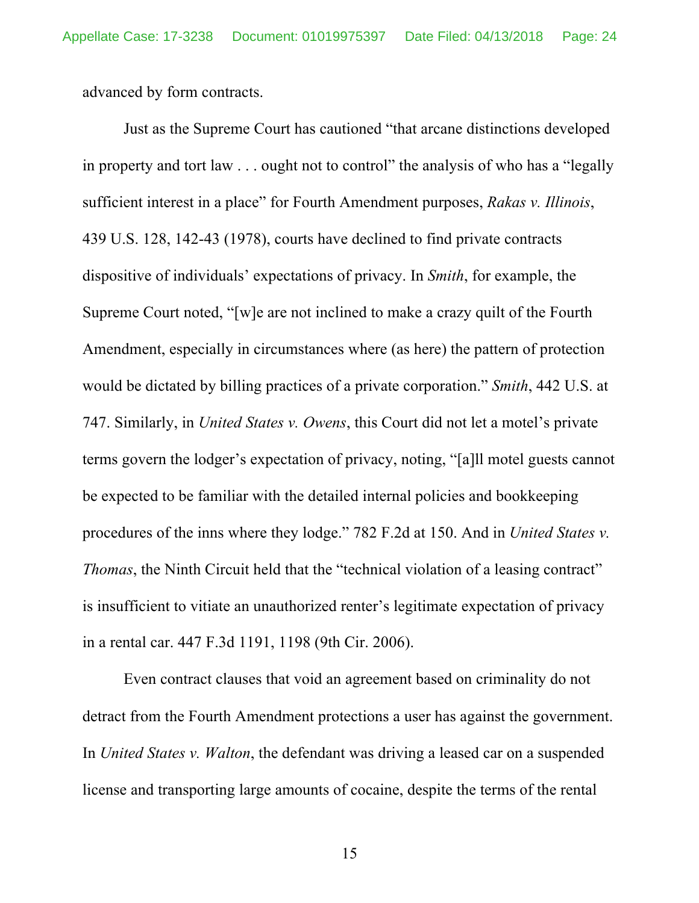advanced by form contracts.

Just as the Supreme Court has cautioned "that arcane distinctions developed in property and tort law . . . ought not to control" the analysis of who has a "legally sufficient interest in a place" for Fourth Amendment purposes, *Rakas v. Illinois*, 439 U.S. 128, 142-43 (1978), courts have declined to find private contracts dispositive of individuals' expectations of privacy. In *Smith*, for example, the Supreme Court noted, "[w]e are not inclined to make a crazy quilt of the Fourth Amendment, especially in circumstances where (as here) the pattern of protection would be dictated by billing practices of a private corporation." *Smith*, 442 U.S. at 747. Similarly, in *United States v. Owens*, this Court did not let a motel's private terms govern the lodger's expectation of privacy, noting, "[a]ll motel guests cannot be expected to be familiar with the detailed internal policies and bookkeeping procedures of the inns where they lodge." 782 F.2d at 150. And in *United States v. Thomas*, the Ninth Circuit held that the "technical violation of a leasing contract" is insufficient to vitiate an unauthorized renter's legitimate expectation of privacy in a rental car. 447 F.3d 1191, 1198 (9th Cir. 2006).

Even contract clauses that void an agreement based on criminality do not detract from the Fourth Amendment protections a user has against the government. In *United States v. Walton*, the defendant was driving a leased car on a suspended license and transporting large amounts of cocaine, despite the terms of the rental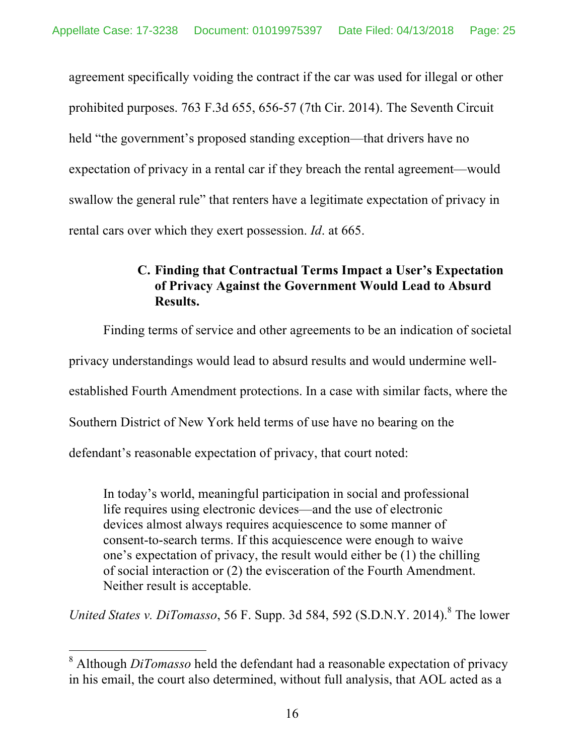agreement specifically voiding the contract if the car was used for illegal or other prohibited purposes. 763 F.3d 655, 656-57 (7th Cir. 2014). The Seventh Circuit held "the government's proposed standing exception—that drivers have no expectation of privacy in a rental car if they breach the rental agreement—would swallow the general rule" that renters have a legitimate expectation of privacy in rental cars over which they exert possession. *Id*. at 665.

### C. Finding that Contractual Terms Impact a User's Expectation of Privacy Against the Government Would Lead to Absurd Results.

Finding terms of service and other agreements to be an indication of societal privacy understandings would lead to absurd results and would undermine well-established Fourth Amendment protections. In a case with similar facts, where the Southern District of New York held terms of use have no bearing on the defendant's reasonable expectation of privacy, that court noted:

> In today's world, meaningful participation in social and professional life requires using electronic devices—and the use of electronic devices almost always requires acquiescence to some manner of consent-to-search terms. If this acquiescence were enough to waive one's expectation of privacy, the result would either be (1) the chilling of social interaction or (2) the evisceration of the Fourth Amendment. Neither result is acceptable.

*United States v. DiTomasso*, 56 F. Supp. 3d 584, 592 (S.D.N.Y. 2014).[8] The lower

---

[8] Although *DiTomasso* held the defendant had a reasonable expectation of privacy in his email, the court also determined, without full analysis, that AOL acted as a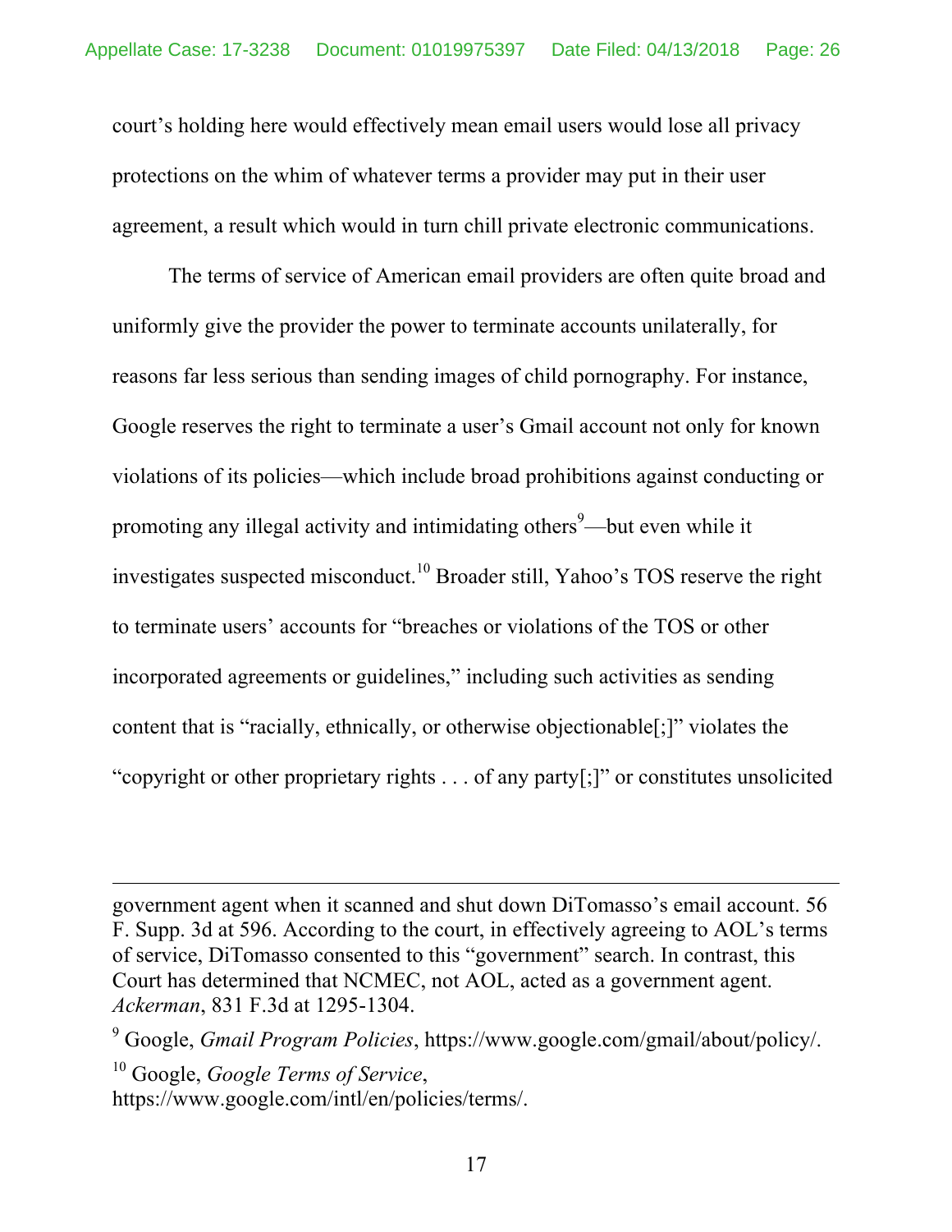court's holding here would effectively mean email users would lose all privacy protections on the whim of whatever terms a provider may put in their user agreement, a result which would in turn chill private electronic communications.

The terms of service of American email providers are often quite broad and uniformly give the provider the power to terminate accounts unilaterally, for reasons far less serious than sending images of child pornography. For instance, Google reserves the right to terminate a user's Gmail account not only for known violations of its policies—which include broad prohibitions against conducting or promoting any illegal activity and intimidating others[9]—but even while it investigates suspected misconduct.[10] Broader still, Yahoo's TOS reserve the right to terminate users' accounts for "breaches or violations of the TOS or other incorporated agreements or guidelines," including such activities as sending content that is "racially, ethnically, or otherwise objectionable[;]" violates the "copyright or other proprietary rights . . . of any party[;]" or constitutes unsolicited

---

government agent when it scanned and shut down DiTomasso's email account. 56 F. Supp. 3d at 596. According to the court, in effectively agreeing to AOL's terms of service, DiTomasso consented to this "government" search. In contrast, this Court has determined that NCMEC, not AOL, acted as a government agent. *Ackerman*, 831 F.3d at 1295-1304.

[9] Google, *Gmail Program Policies*, https://www.google.com/gmail/about/policy/.

[10] Google, *Google Terms of Service*, https://www.google.com/intl/en/policies/terms/.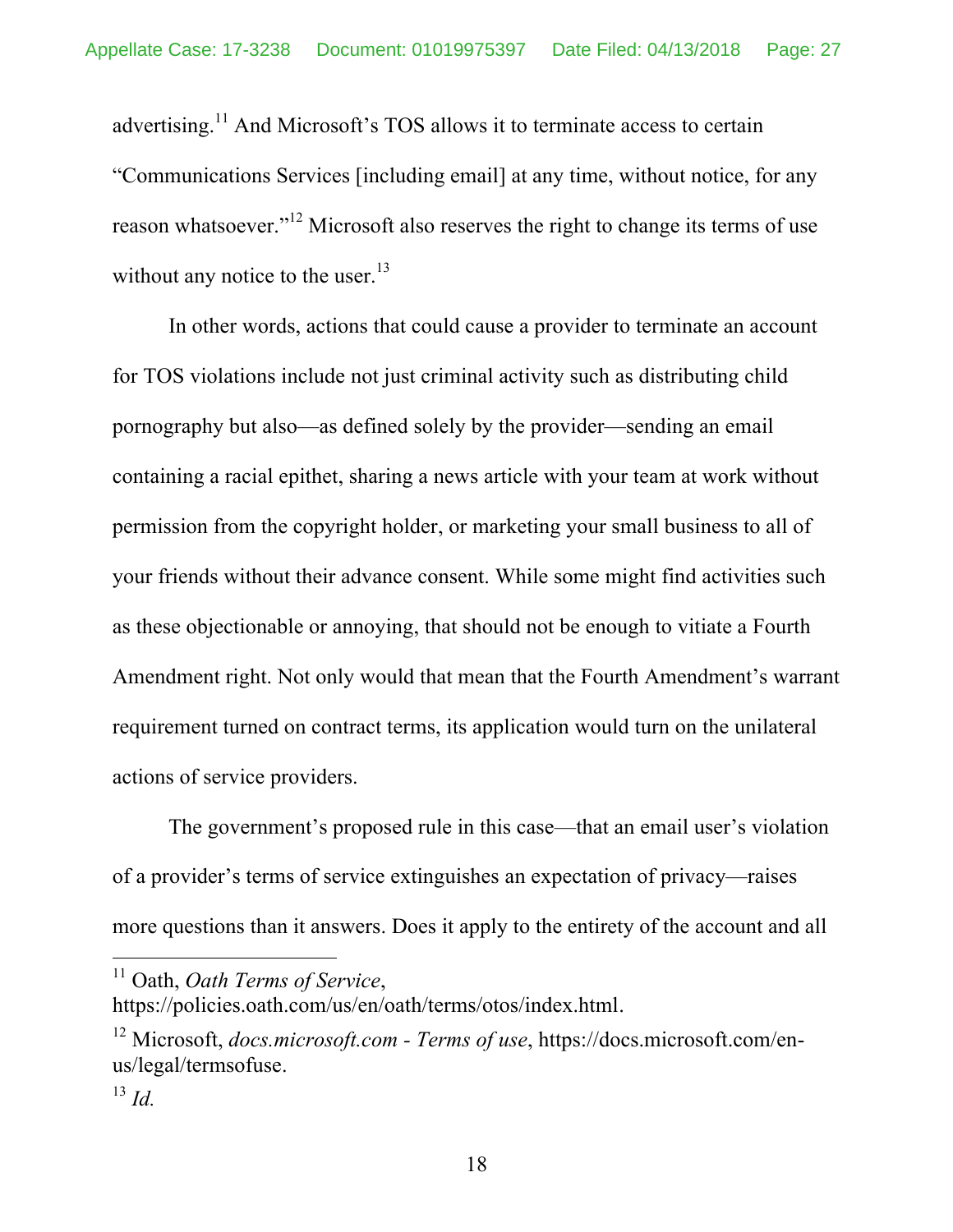advertising.[11] And Microsoft's TOS allows it to terminate access to certain "Communications Services [including email] at any time, without notice, for any reason whatsoever."[12] Microsoft also reserves the right to change its terms of use without any notice to the user.[13]

In other words, actions that could cause a provider to terminate an account for TOS violations include not just criminal activity such as distributing child pornography but also—as defined solely by the provider—sending an email containing a racial epithet, sharing a news article with your team at work without permission from the copyright holder, or marketing your small business to all of your friends without their advance consent. While some might find activities such as these objectionable or annoying, that should not be enough to vitiate a Fourth Amendment right. Not only would that mean that the Fourth Amendment's warrant requirement turned on contract terms, its application would turn on the unilateral actions of service providers.

The government's proposed rule in this case—that an email user's violation of a provider's terms of service extinguishes an expectation of privacy—raises more questions than it answers. Does it apply to the entirety of the account and all

---

[11] Oath, *Oath Terms of Service*, https://policies.oath.com/us/en/oath/terms/otos/index.html.

[12] Microsoft, *docs.microsoft.com - Terms of use*, https://docs.microsoft.com/en-us/legal/termsofuse.

[13] *Id.*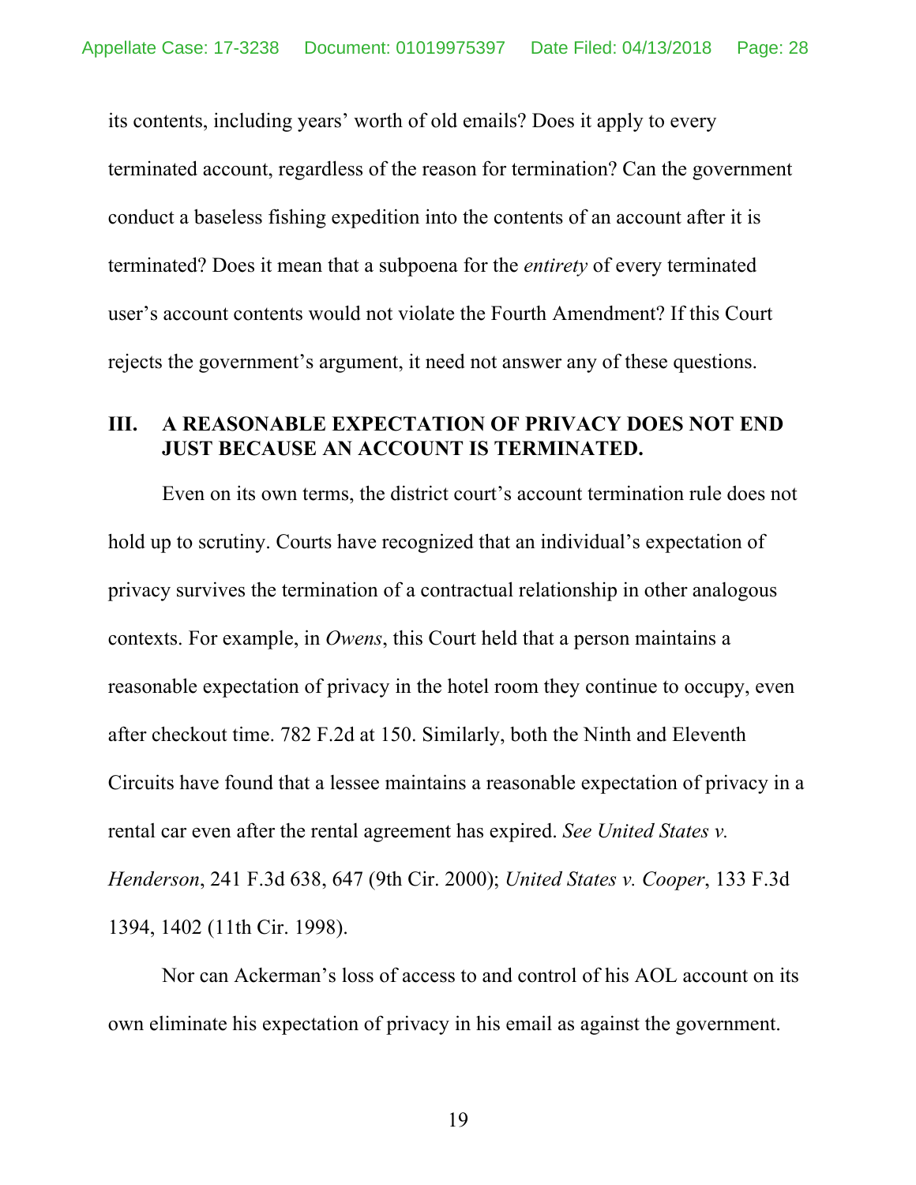its contents, including years' worth of old emails? Does it apply to every terminated account, regardless of the reason for termination? Can the government conduct a baseless fishing expedition into the contents of an account after it is terminated? Does it mean that a subpoena for the *entirety* of every terminated user's account contents would not violate the Fourth Amendment? If this Court rejects the government's argument, it need not answer any of these questions.

## III. A REASONABLE EXPECTATION OF PRIVACY DOES NOT END JUST BECAUSE AN ACCOUNT IS TERMINATED.

Even on its own terms, the district court's account termination rule does not hold up to scrutiny. Courts have recognized that an individual's expectation of privacy survives the termination of a contractual relationship in other analogous contexts. For example, in *Owens*, this Court held that a person maintains a reasonable expectation of privacy in the hotel room they continue to occupy, even after checkout time. 782 F.2d at 150. Similarly, both the Ninth and Eleventh Circuits have found that a lessee maintains a reasonable expectation of privacy in a rental car even after the rental agreement has expired. *See United States v. Henderson*, 241 F.3d 638, 647 (9th Cir. 2000); *United States v. Cooper*, 133 F.3d 1394, 1402 (11th Cir. 1998).

Nor can Ackerman's loss of access to and control of his AOL account on its own eliminate his expectation of privacy in his email as against the government.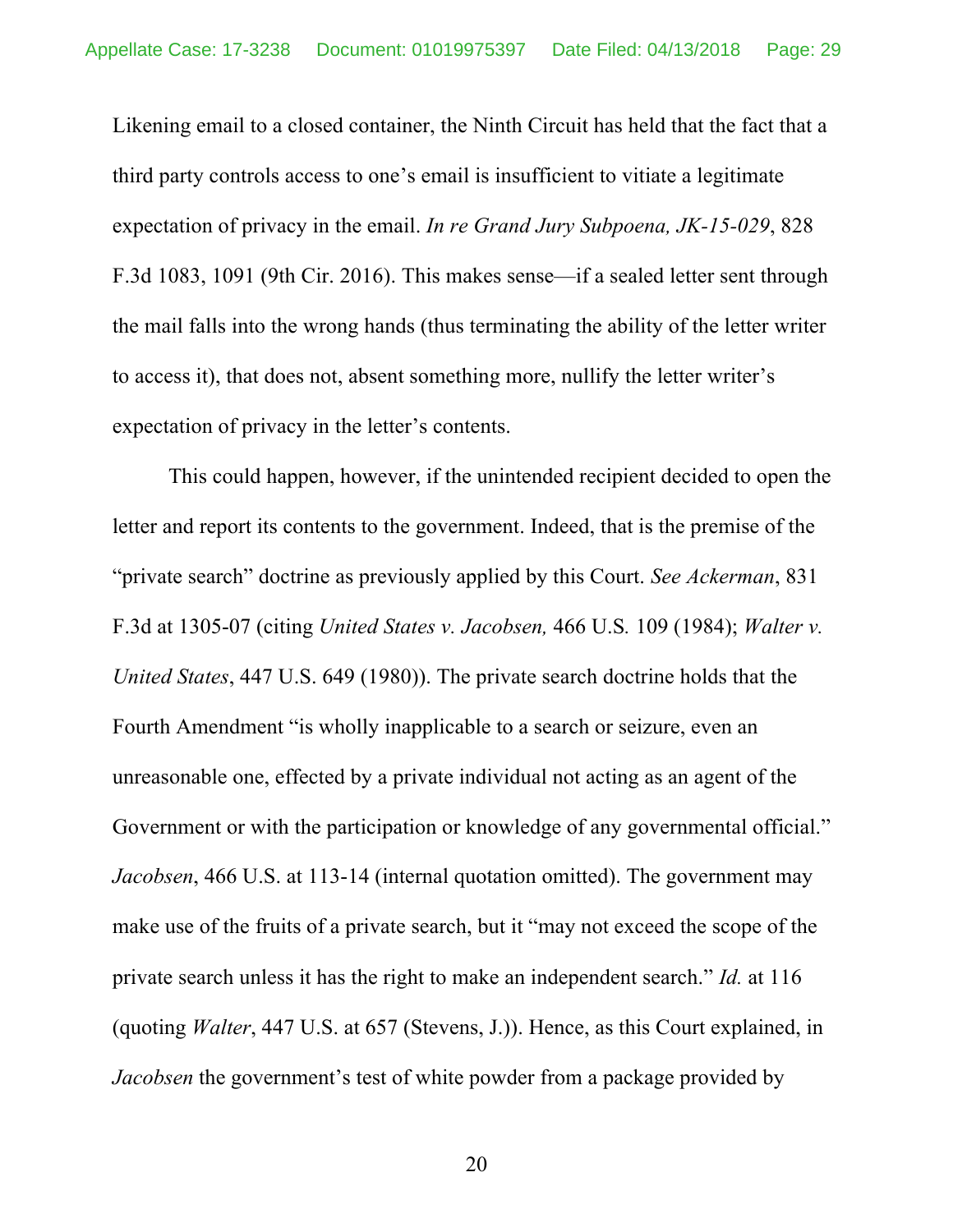Likening email to a closed container, the Ninth Circuit has held that the fact that a third party controls access to one's email is insufficient to vitiate a legitimate expectation of privacy in the email. *In re Grand Jury Subpoena, JK-15-029*, 828 F.3d 1083, 1091 (9th Cir. 2016). This makes sense—if a sealed letter sent through the mail falls into the wrong hands (thus terminating the ability of the letter writer to access it), that does not, absent something more, nullify the letter writer's expectation of privacy in the letter's contents.

This could happen, however, if the unintended recipient decided to open the letter and report its contents to the government. Indeed, that is the premise of the "private search" doctrine as previously applied by this Court. *See Ackerman*, 831 F.3d at 1305-07 (citing *United States v. Jacobsen,* 466 U.S. 109 (1984); *Walter v. United States*, 447 U.S. 649 (1980)). The private search doctrine holds that the Fourth Amendment "is wholly inapplicable to a search or seizure, even an unreasonable one, effected by a private individual not acting as an agent of the Government or with the participation or knowledge of any governmental official." *Jacobsen*, 466 U.S. at 113-14 (internal quotation omitted). The government may make use of the fruits of a private search, but it "may not exceed the scope of the private search unless it has the right to make an independent search." *Id.* at 116 (quoting *Walter*, 447 U.S. at 657 (Stevens, J.)). Hence, as this Court explained, in *Jacobsen* the government's test of white powder from a package provided by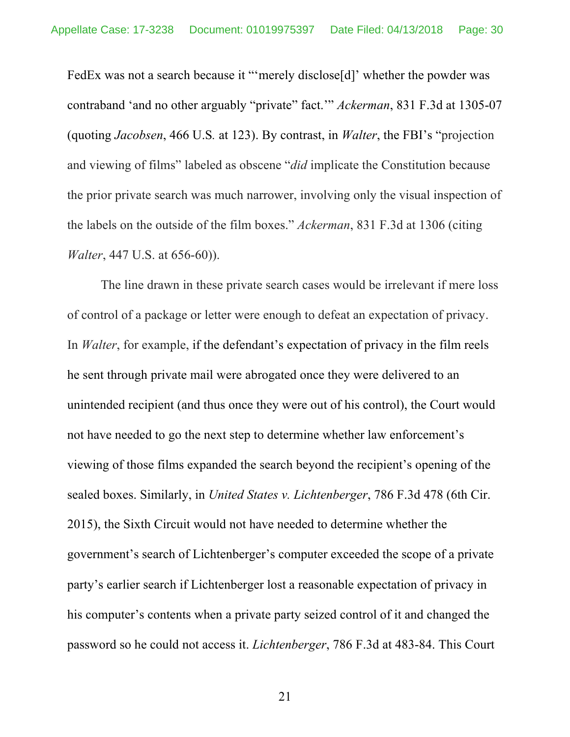FedEx was not a search because it "'merely disclose[d]' whether the powder was contraband 'and no other arguably "private" fact.'" *Ackerman*, 831 F.3d at 1305-07 (quoting *Jacobsen*, 466 U.S. at 123). By contrast, in *Walter*, the FBI's "projection and viewing of films" labeled as obscene "*did* implicate the Constitution because the prior private search was much narrower, involving only the visual inspection of the labels on the outside of the film boxes." *Ackerman*, 831 F.3d at 1306 (citing *Walter*, 447 U.S. at 656-60)).

The line drawn in these private search cases would be irrelevant if mere loss of control of a package or letter were enough to defeat an expectation of privacy. In *Walter*, for example, if the defendant's expectation of privacy in the film reels he sent through private mail were abrogated once they were delivered to an unintended recipient (and thus once they were out of his control), the Court would not have needed to go the next step to determine whether law enforcement's viewing of those films expanded the search beyond the recipient's opening of the sealed boxes. Similarly, in *United States v. Lichtenberger*, 786 F.3d 478 (6th Cir. 2015), the Sixth Circuit would not have needed to determine whether the government's search of Lichtenberger's computer exceeded the scope of a private party's earlier search if Lichtenberger lost a reasonable expectation of privacy in his computer's contents when a private party seized control of it and changed the password so he could not access it. *Lichtenberger*, 786 F.3d at 483-84. This Court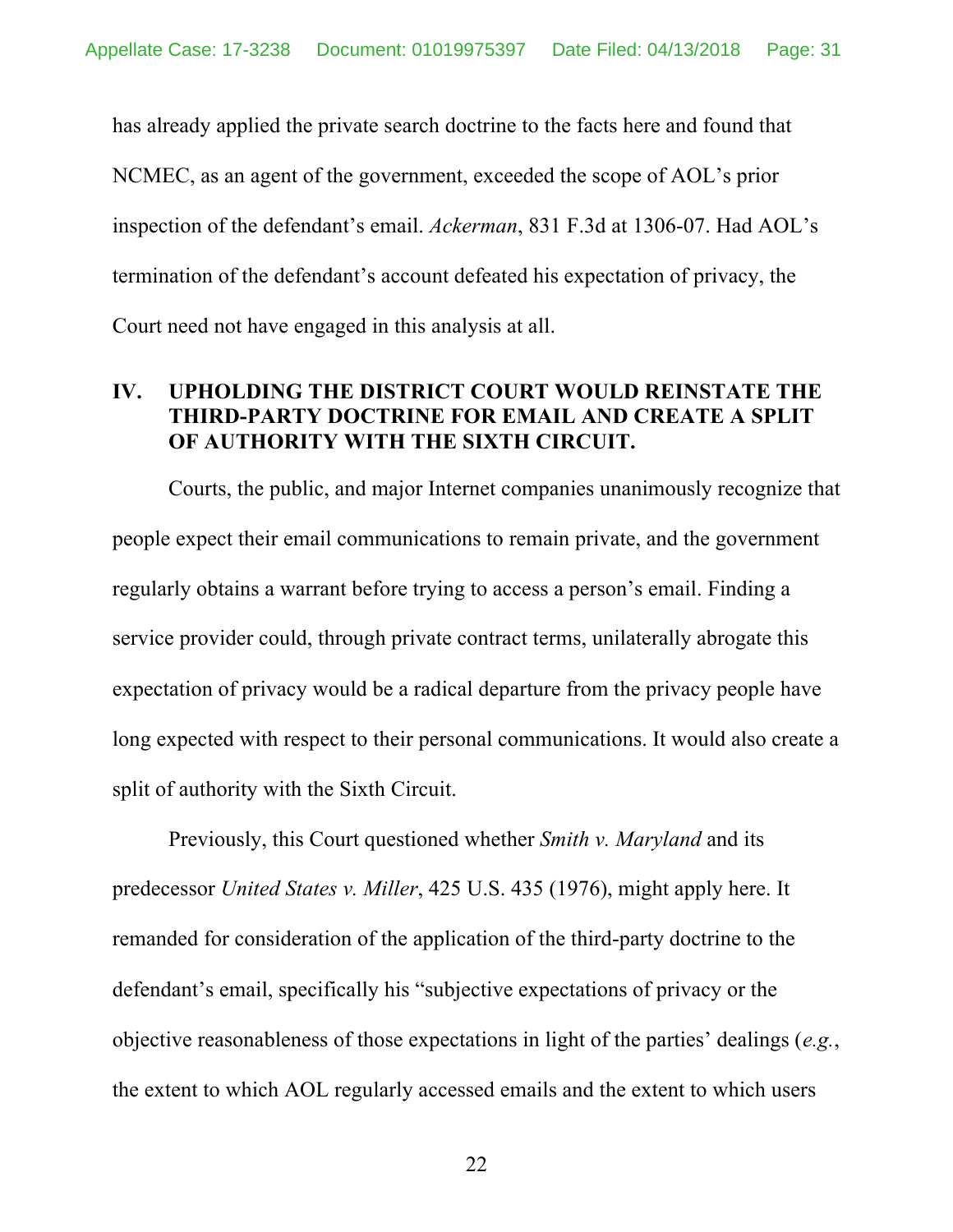has already applied the private search doctrine to the facts here and found that NCMEC, as an agent of the government, exceeded the scope of AOL's prior inspection of the defendant's email. *Ackerman*, 831 F.3d at 1306-07. Had AOL's termination of the defendant's account defeated his expectation of privacy, the Court need not have engaged in this analysis at all.

## IV. UPHOLDING THE DISTRICT COURT WOULD REINSTATE THE THIRD-PARTY DOCTRINE FOR EMAIL AND CREATE A SPLIT OF AUTHORITY WITH THE SIXTH CIRCUIT.

Courts, the public, and major Internet companies unanimously recognize that people expect their email communications to remain private, and the government regularly obtains a warrant before trying to access a person's email. Finding a service provider could, through private contract terms, unilaterally abrogate this expectation of privacy would be a radical departure from the privacy people have long expected with respect to their personal communications. It would also create a split of authority with the Sixth Circuit.

Previously, this Court questioned whether *Smith v. Maryland* and its predecessor *United States v. Miller*, 425 U.S. 435 (1976), might apply here. It remanded for consideration of the application of the third-party doctrine to the defendant's email, specifically his "subjective expectations of privacy or the objective reasonableness of those expectations in light of the parties' dealings (*e.g.*, the extent to which AOL regularly accessed emails and the extent to which users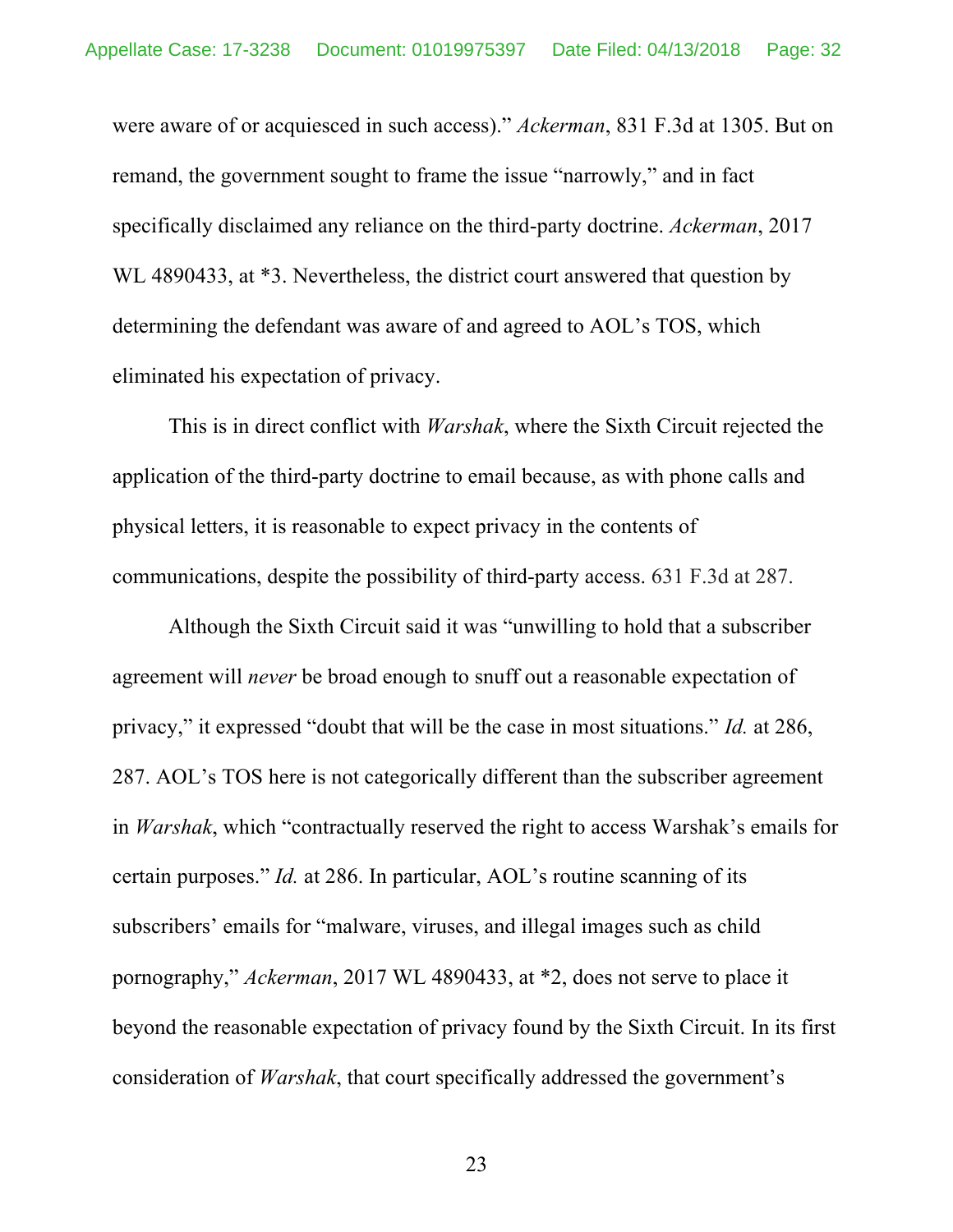were aware of or acquiesced in such access)." *Ackerman*, 831 F.3d at 1305. But on remand, the government sought to frame the issue "narrowly," and in fact specifically disclaimed any reliance on the third-party doctrine. *Ackerman*, 2017 WL 4890433, at *3. Nevertheless, the district court answered that question by determining the defendant was aware of and agreed to AOL's TOS, which eliminated his expectation of privacy.

This is in direct conflict with *Warshak*, where the Sixth Circuit rejected the application of the third-party doctrine to email because, as with phone calls and physical letters, it is reasonable to expect privacy in the contents of communications, despite the possibility of third-party access. 631 F.3d at 287.

Although the Sixth Circuit said it was "unwilling to hold that a subscriber agreement will *never* be broad enough to snuff out a reasonable expectation of privacy," it expressed "doubt that will be the case in most situations." *Id.* at 286, 287. AOL's TOS here is not categorically different than the subscriber agreement in *Warshak*, which "contractually reserved the right to access Warshak's emails for certain purposes." *Id.* at 286. In particular, AOL's routine scanning of its subscribers' emails for "malware, viruses, and illegal images such as child pornography," *Ackerman*, 2017 WL 4890433, at *2, does not serve to place it beyond the reasonable expectation of privacy found by the Sixth Circuit. In its first consideration of *Warshak*, that court specifically addressed the government's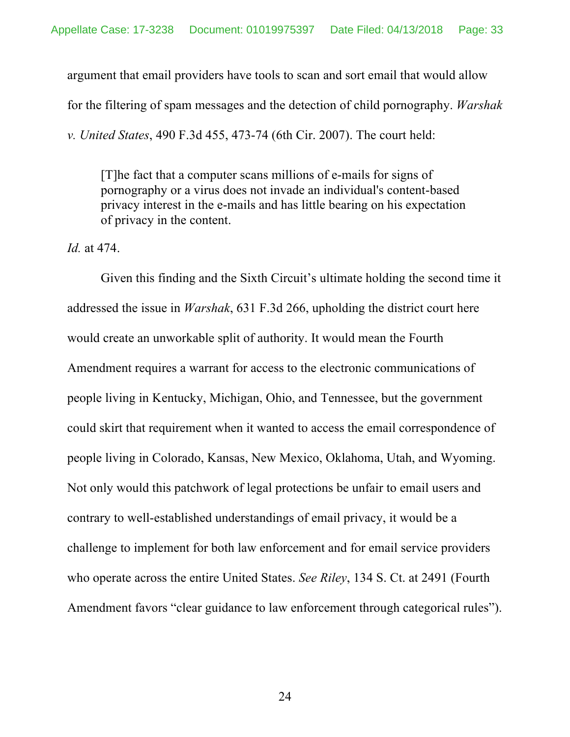argument that email providers have tools to scan and sort email that would allow for the filtering of spam messages and the detection of child pornography. *Warshak v. United States*, 490 F.3d 455, 473-74 (6th Cir. 2007). The court held:

> [T]he fact that a computer scans millions of e-mails for signs of pornography or a virus does not invade an individual's content-based privacy interest in the e-mails and has little bearing on his expectation of privacy in the content.

*Id.* at 474.

Given this finding and the Sixth Circuit's ultimate holding the second time it addressed the issue in *Warshak*, 631 F.3d 266, upholding the district court here would create an unworkable split of authority. It would mean the Fourth Amendment requires a warrant for access to the electronic communications of people living in Kentucky, Michigan, Ohio, and Tennessee, but the government could skirt that requirement when it wanted to access the email correspondence of people living in Colorado, Kansas, New Mexico, Oklahoma, Utah, and Wyoming. Not only would this patchwork of legal protections be unfair to email users and contrary to well-established understandings of email privacy, it would be a challenge to implement for both law enforcement and for email service providers who operate across the entire United States. *See Riley*, 134 S. Ct. at 2491 (Fourth Amendment favors "clear guidance to law enforcement through categorical rules").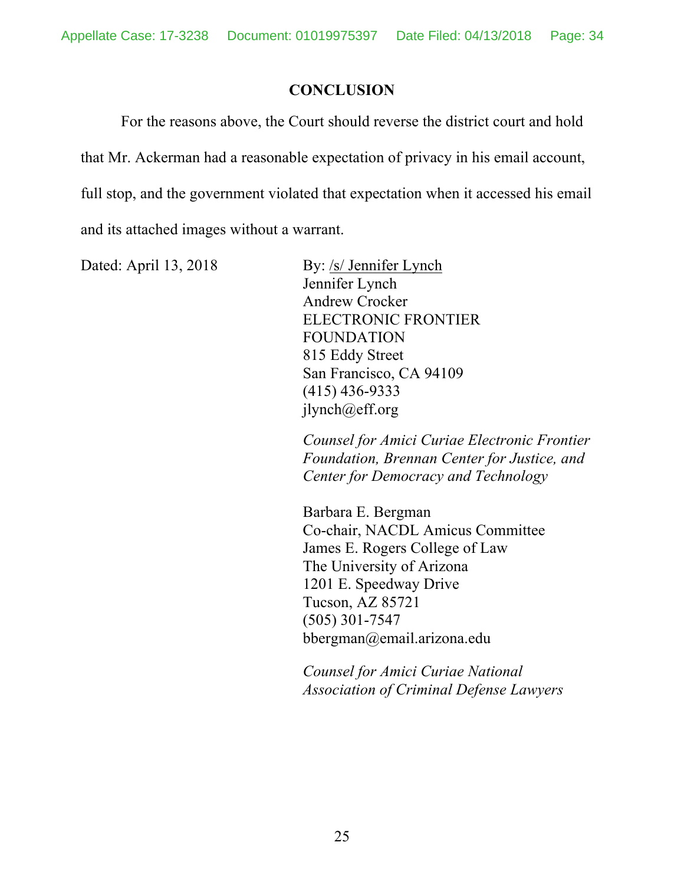## CONCLUSION

For the reasons above, the Court should reverse the district court and hold that Mr. Ackerman had a reasonable expectation of privacy in his email account, full stop, and the government violated that expectation when it accessed his email and its attached images without a warrant.

Dated: April 13, 2018

By: /s/ Jennifer Lynch
Jennifer Lynch
Andrew Crocker
ELECTRONIC FRONTIER FOUNDATION
815 Eddy Street
San Francisco, CA 94109
(415) 436-9333
jlynch@eff.org

*Counsel for Amici Curiae Electronic Frontier Foundation, Brennan Center for Justice, and Center for Democracy and Technology*

Barbara E. Bergman
Co-chair, NACDL Amicus Committee
James E. Rogers College of Law
The University of Arizona
1201 E. Speedway Drive
Tucson, AZ 85721
(505) 301-7547
bbergman@email.arizona.edu

*Counsel for Amici Curiae National Association of Criminal Defense Lawyers*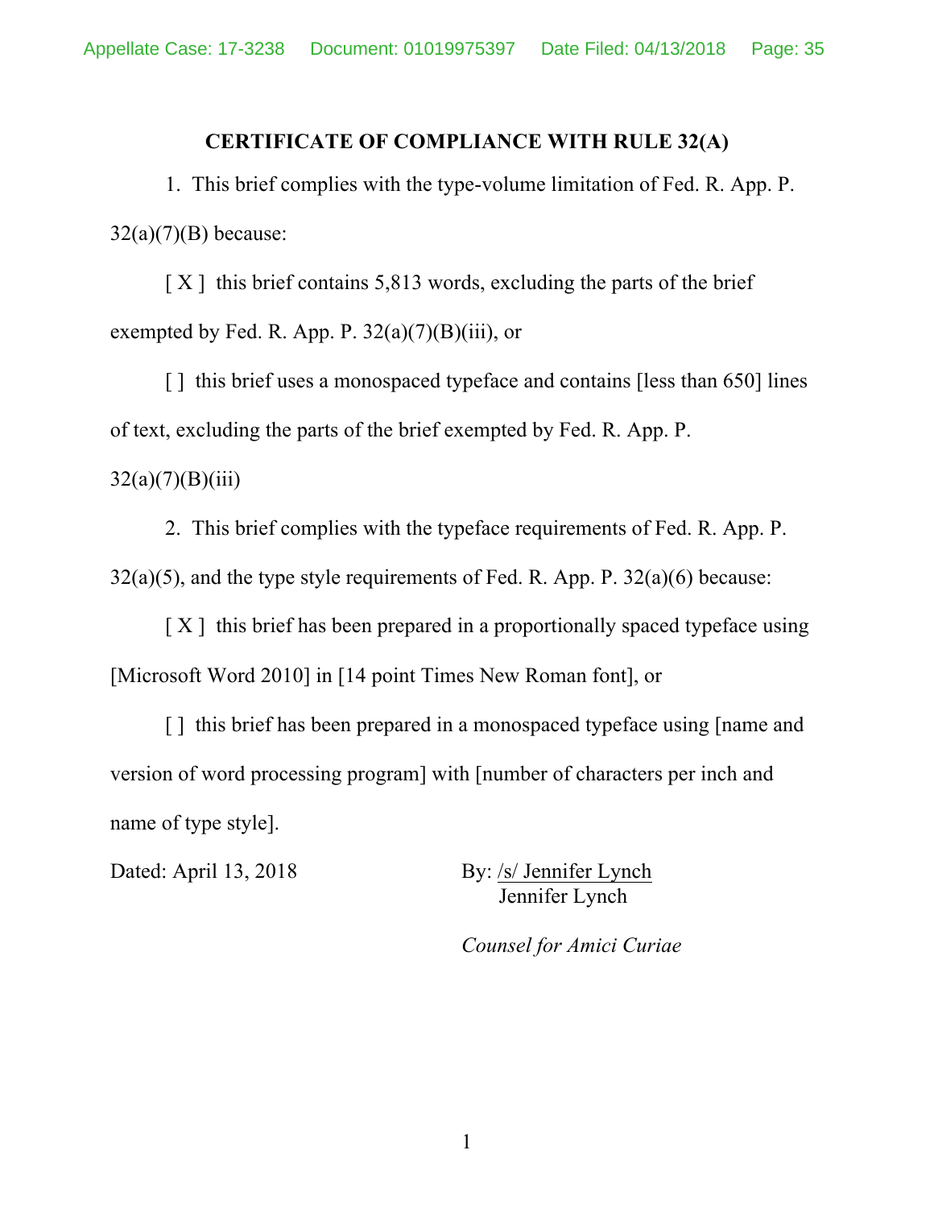**CERTIFICATE OF COMPLIANCE WITH RULE 32(A)**

1. This brief complies with the type-volume limitation of Fed. R. App. P. 32(a)(7)(B) because:

[ X ] this brief contains 5,813 words, excluding the parts of the brief exempted by Fed. R. App. P. 32(a)(7)(B)(iii), or

[ ] this brief uses a monospaced typeface and contains [less than 650] lines of text, excluding the parts of the brief exempted by Fed. R. App. P. 32(a)(7)(B)(iii)

2. This brief complies with the typeface requirements of Fed. R. App. P. 32(a)(5), and the type style requirements of Fed. R. App. P. 32(a)(6) because:

[ X ] this brief has been prepared in a proportionally spaced typeface using [Microsoft Word 2010] in [14 point Times New Roman font], or

[ ] this brief has been prepared in a monospaced typeface using [name and version of word processing program] with [number of characters per inch and name of type style].

Dated: April 13, 2018

By: /s/ Jennifer Lynch
Jennifer Lynch

*Counsel for Amici Curiae*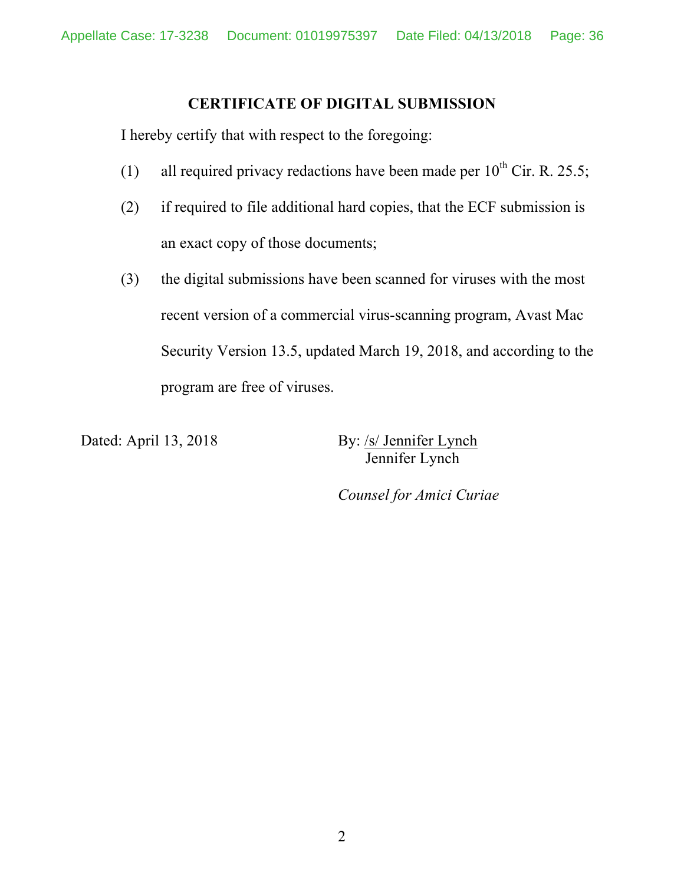## CERTIFICATE OF DIGITAL SUBMISSION

I hereby certify that with respect to the foregoing:

(1) all required privacy redactions have been made per 10th Cir. R. 25.5;

(2) if required to file additional hard copies, that the ECF submission is an exact copy of those documents;

(3) the digital submissions have been scanned for viruses with the most recent version of a commercial virus-scanning program, Avast Mac Security Version 13.5, updated March 19, 2018, and according to the program are free of viruses.

Dated: April 13, 2018

By: /s/ Jennifer Lynch
Jennifer Lynch

*Counsel for Amici Curiae*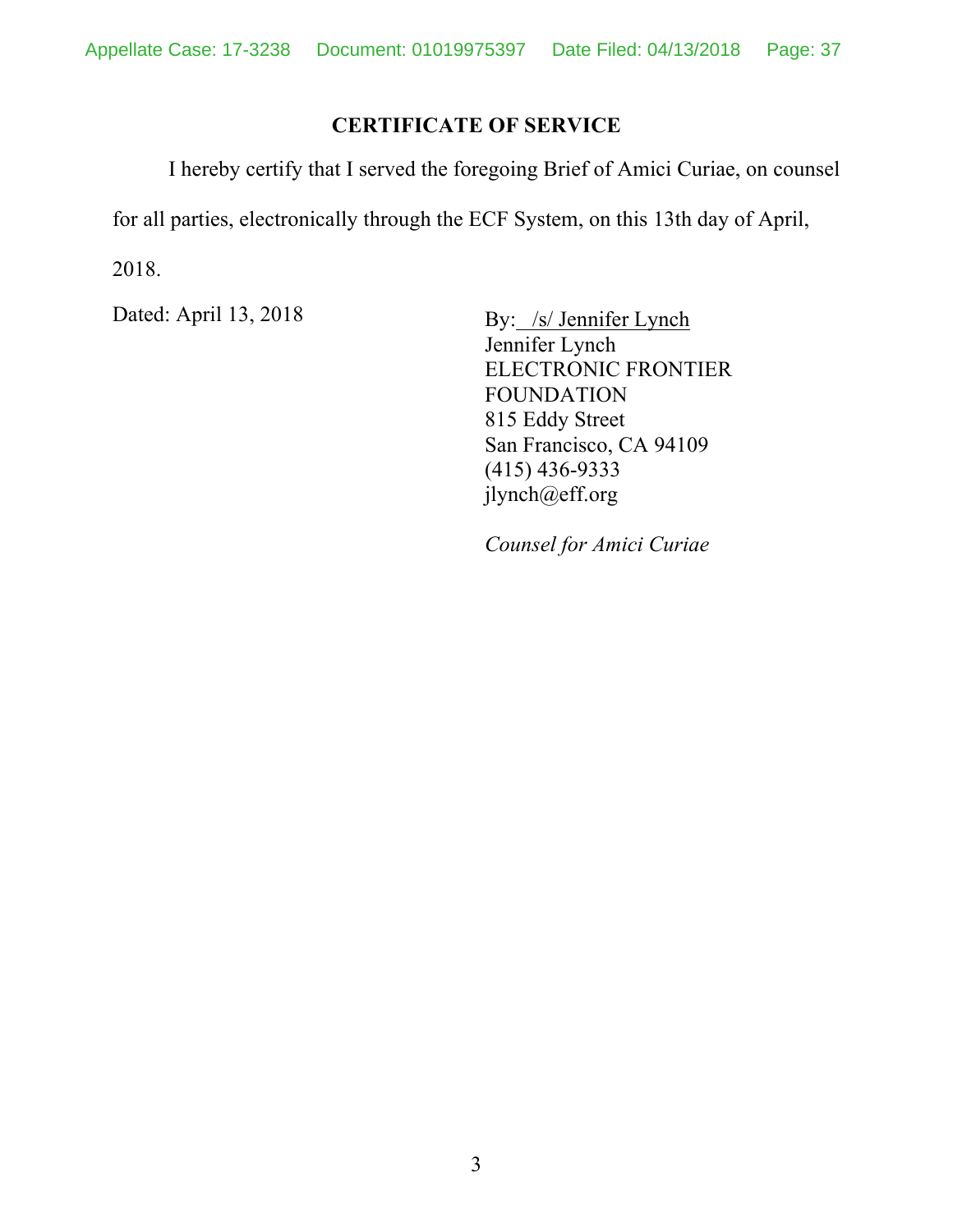## CERTIFICATE OF SERVICE

I hereby certify that I served the foregoing Brief of Amici Curiae, on counsel for all parties, electronically through the ECF System, on this 13th day of April, 2018.

Dated: April 13, 2018

By: /s/ Jennifer Lynch
Jennifer Lynch
ELECTRONIC FRONTIER FOUNDATION
815 Eddy Street
San Francisco, CA 94109
(415) 436-9333
jlynch@eff.org

*Counsel for Amici Curiae*